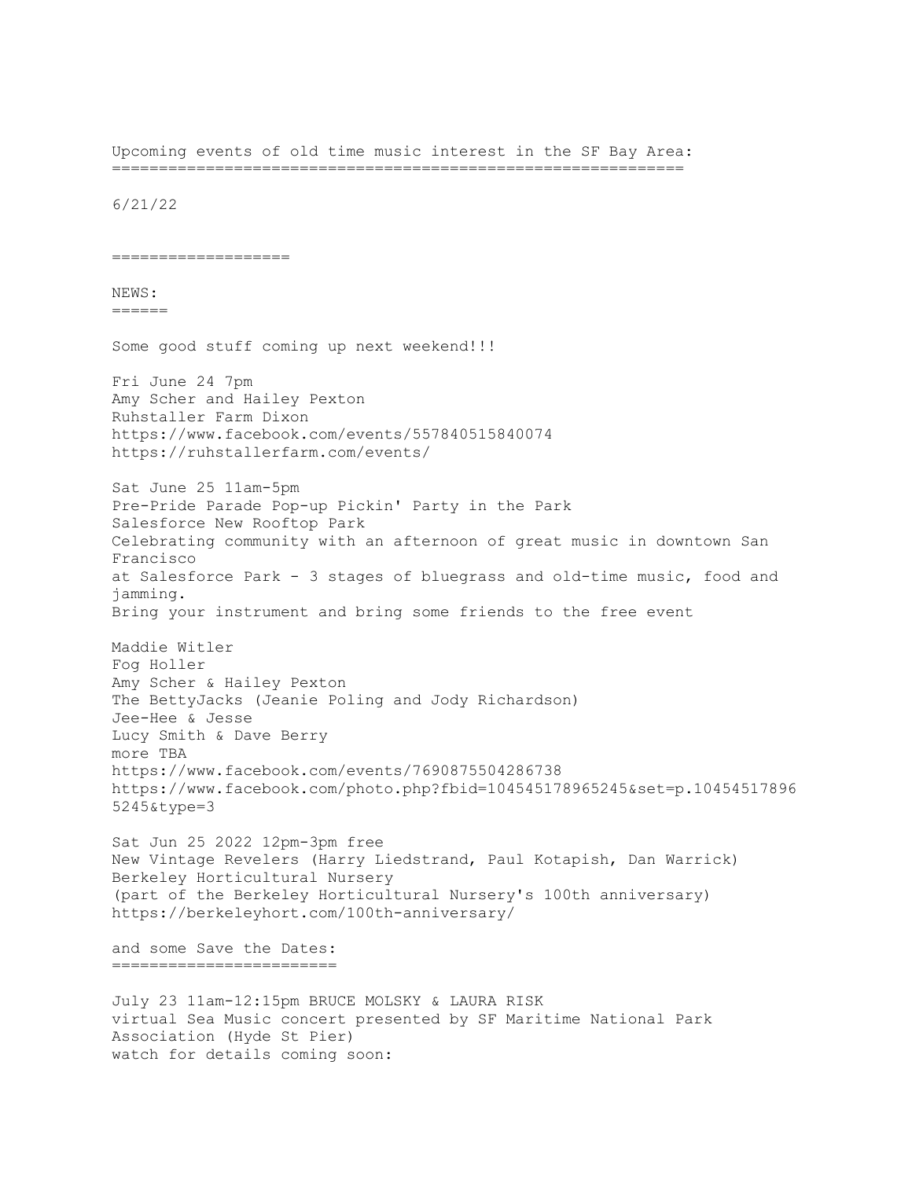# Upcoming events of old time music interest in the SF Bay Area:

6/21/22

## NEWS:

Some good stuff coming up next weekend!!!

Fri June 24 7pm
Amy Scher and Hailey Pexton
Ruhstaller Farm Dixon
https://www.facebook.com/events/557840515840074
https://ruhstallerfarm.com/events/

Sat June 25 11am-5pm
Pre-Pride Parade Pop-up Pickin' Party in the Park
Salesforce New Rooftop Park
Celebrating community with an afternoon of great music in downtown San Francisco
at Salesforce Park - 3 stages of bluegrass and old-time music, food and jamming.
Bring your instrument and bring some friends to the free event

Maddie Witler
Fog Holler
Amy Scher & Hailey Pexton
The BettyJacks (Jeanie Poling and Jody Richardson)
Jee-Hee & Jesse
Lucy Smith & Dave Berry
more TBA
https://www.facebook.com/events/7690875504286738
https://www.facebook.com/photo.php?fbid=104545178965245&set=p.104545178965245&type=3

Sat Jun 25 2022 12pm-3pm free
New Vintage Revelers (Harry Liedstrand, Paul Kotapish, Dan Warrick)
Berkeley Horticultural Nursery
(part of the Berkeley Horticultural Nursery's 100th anniversary)
https://berkeleyhort.com/100th-anniversary/

## and some Save the Dates:

July 23 11am-12:15pm BRUCE MOLSKY & LAURA RISK
virtual Sea Music concert presented by SF Maritime National Park Association (Hyde St Pier)
watch for details coming soon: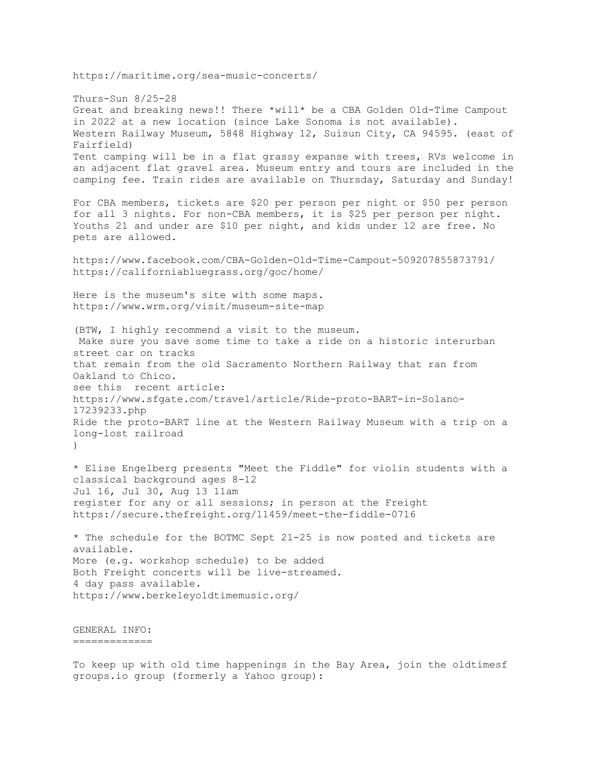https://maritime.org/sea-music-concerts/

Thurs-Sun 8/25-28
Great and breaking news!! There *will* be a CBA Golden Old-Time Campout in 2022 at a new location (since Lake Sonoma is not available).
Western Railway Museum, 5848 Highway 12, Suisun City, CA 94595. (east of Fairfield)
Tent camping will be in a flat grassy expanse with trees, RVs welcome in an adjacent flat gravel area. Museum entry and tours are included in the camping fee. Train rides are available on Thursday, Saturday and Sunday!

For CBA members, tickets are $20 per person per night or $50 per person for all 3 nights. For non-CBA members, it is $25 per person per night. Youths 21 and under are $10 per night, and kids under 12 are free. No pets are allowed.

https://www.facebook.com/CBA-Golden-Old-Time-Campout-509207855873791/
https://californiabluegrass.org/goc/home/

Here is the museum's site with some maps.
https://www.wrm.org/visit/museum-site-map

(BTW, I highly recommend a visit to the museum.
Make sure you save some time to take a ride on a historic interurban street car on tracks
that remain from the old Sacramento Northern Railway that ran from Oakland to Chico.
see this recent article:
https://www.sfgate.com/travel/article/Ride-proto-BART-in-Solano-17239233.php
Ride the proto-BART line at the Western Railway Museum with a trip on a long-lost railroad
)

* Elise Engelberg presents "Meet the Fiddle" for violin students with a classical background ages 8-12
Jul 16, Jul 30, Aug 13 11am
register for any or all sessions; in person at the Freight
https://secure.thefreight.org/11459/meet-the-fiddle-0716

* The schedule for the BOTMC Sept 21-25 is now posted and tickets are available.
More (e.g. workshop schedule) to be added
Both Freight concerts will be live-streamed.
4 day pass available.
https://www.berkeleyoldtimemusic.org/

GENERAL INFO:
=============

To keep up with old time happenings in the Bay Area, join the oldtimesf groups.io group (formerly a Yahoo group):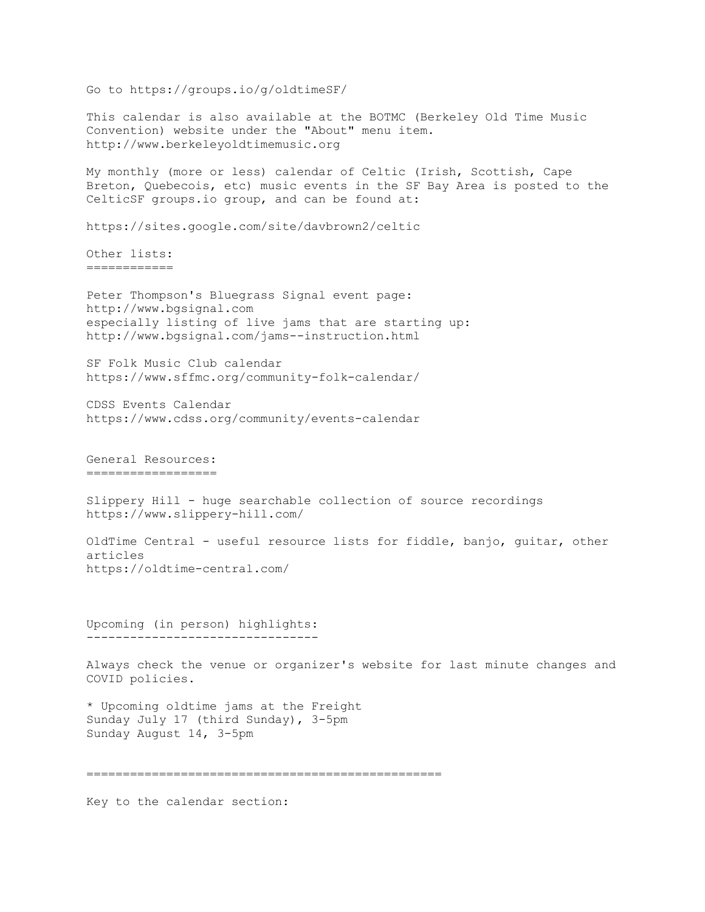Go to https://groups.io/g/oldtimeSF/

This calendar is also available at the BOTMC (Berkeley Old Time Music Convention) website under the "About" menu item.
http://www.berkeleyoldtimemusic.org

My monthly (more or less) calendar of Celtic (Irish, Scottish, Cape Breton, Quebecois, etc) music events in the SF Bay Area is posted to the CelticSF groups.io group, and can be found at:

https://sites.google.com/site/davbrown2/celtic

## Other lists:

Peter Thompson's Bluegrass Signal event page:
http://www.bgsignal.com
especially listing of live jams that are starting up:
http://www.bgsignal.com/jams--instruction.html

SF Folk Music Club calendar
https://www.sffmc.org/community-folk-calendar/

CDSS Events Calendar
https://www.cdss.org/community/events-calendar

## General Resources:

Slippery Hill - huge searchable collection of source recordings
https://www.slippery-hill.com/

OldTime Central - useful resource lists for fiddle, banjo, guitar, other articles
https://oldtime-central.com/

## Upcoming (in person) highlights:

Always check the venue or organizer's website for last minute changes and COVID policies.

* Upcoming oldtime jams at the Freight
Sunday July 17 (third Sunday), 3-5pm
Sunday August 14, 3-5pm

==================================================

Key to the calendar section: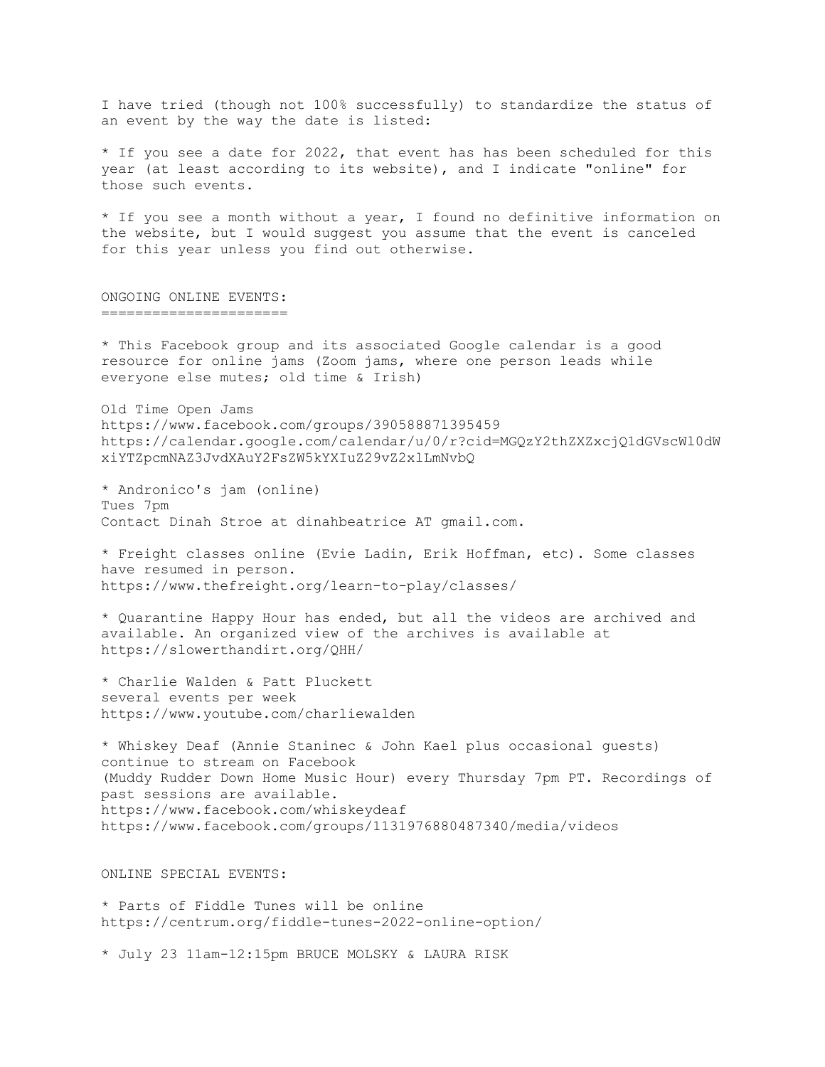I have tried (though not 100% successfully) to standardize the status of an event by the way the date is listed:

* If you see a date for 2022, that event has has been scheduled for this year (at least according to its website), and I indicate "online" for those such events.

* If you see a month without a year, I found no definitive information on the website, but I would suggest you assume that the event is canceled for this year unless you find out otherwise.

## ONGOING ONLINE EVENTS:

* This Facebook group and its associated Google calendar is a good resource for online jams (Zoom jams, where one person leads while everyone else mutes; old time & Irish)

Old Time Open Jams
https://www.facebook.com/groups/390588871395459
https://calendar.google.com/calendar/u/0/r?cid=MGQzY2thZXZxcjQ1dGVscWl0dWxiYTZpcmNAZ3JvdXAuY2FsZW5kYXIuZ29vZ2xlLmNvbQ

* Andronico's jam (online)
Tues 7pm
Contact Dinah Stroe at dinahbeatrice AT gmail.com.

* Freight classes online (Evie Ladin, Erik Hoffman, etc). Some classes have resumed in person.
https://www.thefreight.org/learn-to-play/classes/

* Quarantine Happy Hour has ended, but all the videos are archived and available. An organized view of the archives is available at https://slowerthandirt.org/QHH/

* Charlie Walden & Patt Pluckett
several events per week
https://www.youtube.com/charliewalden

* Whiskey Deaf (Annie Staninec & John Kael plus occasional guests) continue to stream on Facebook
(Muddy Rudder Down Home Music Hour) every Thursday 7pm PT. Recordings of past sessions are available.
https://www.facebook.com/whiskeydeaf
https://www.facebook.com/groups/1131976880487340/media/videos

## ONLINE SPECIAL EVENTS:

* Parts of Fiddle Tunes will be online
https://centrum.org/fiddle-tunes-2022-online-option/

* July 23 11am-12:15pm BRUCE MOLSKY & LAURA RISK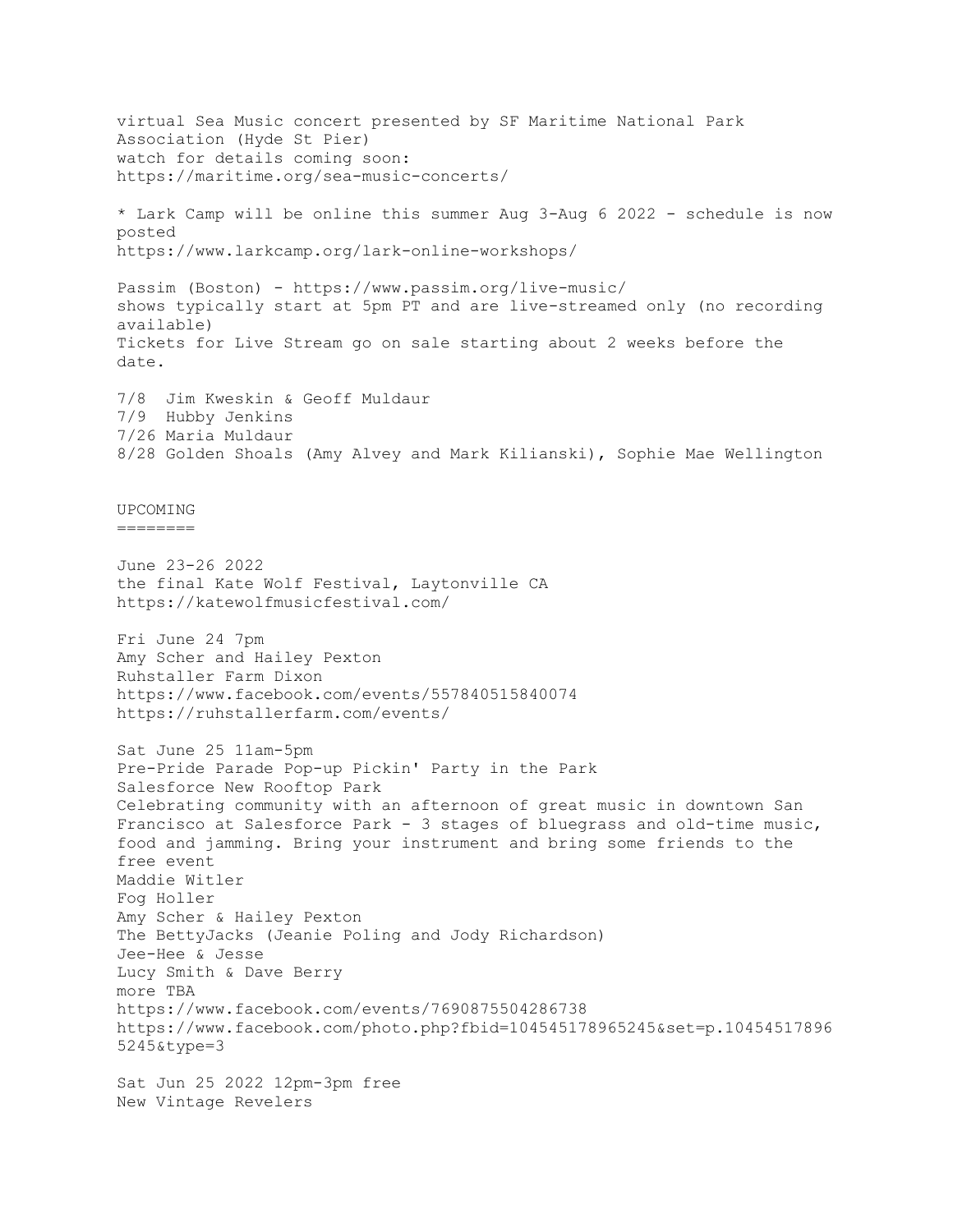virtual Sea Music concert presented by SF Maritime National Park Association (Hyde St Pier)
watch for details coming soon:
https://maritime.org/sea-music-concerts/

* Lark Camp will be online this summer Aug 3-Aug 6 2022 - schedule is now posted
https://www.larkcamp.org/lark-online-workshops/

Passim (Boston) - https://www.passim.org/live-music/
shows typically start at 5pm PT and are live-streamed only (no recording available)
Tickets for Live Stream go on sale starting about 2 weeks before the date.

7/8 Jim Kweskin & Geoff Muldaur
7/9 Hubby Jenkins
7/26 Maria Muldaur
8/28 Golden Shoals (Amy Alvey and Mark Kilianski), Sophie Mae Wellington

## UPCOMING

June 23-26 2022
the final Kate Wolf Festival, Laytonville CA
https://katewolfmusicfestival.com/

Fri June 24 7pm
Amy Scher and Hailey Pexton
Ruhstaller Farm Dixon
https://www.facebook.com/events/557840515840074
https://ruhstallerfarm.com/events/

Sat June 25 11am-5pm
Pre-Pride Parade Pop-up Pickin' Party in the Park
Salesforce New Rooftop Park
Celebrating community with an afternoon of great music in downtown San Francisco at Salesforce Park - 3 stages of bluegrass and old-time music, food and jamming. Bring your instrument and bring some friends to the free event
Maddie Witler
Fog Holler
Amy Scher & Hailey Pexton
The BettyJacks (Jeanie Poling and Jody Richardson)
Jee-Hee & Jesse
Lucy Smith & Dave Berry
more TBA
https://www.facebook.com/events/7690875504286738
https://www.facebook.com/photo.php?fbid=104545178965245&set=p.104545178965245&type=3

Sat Jun 25 2022 12pm-3pm free
New Vintage Revelers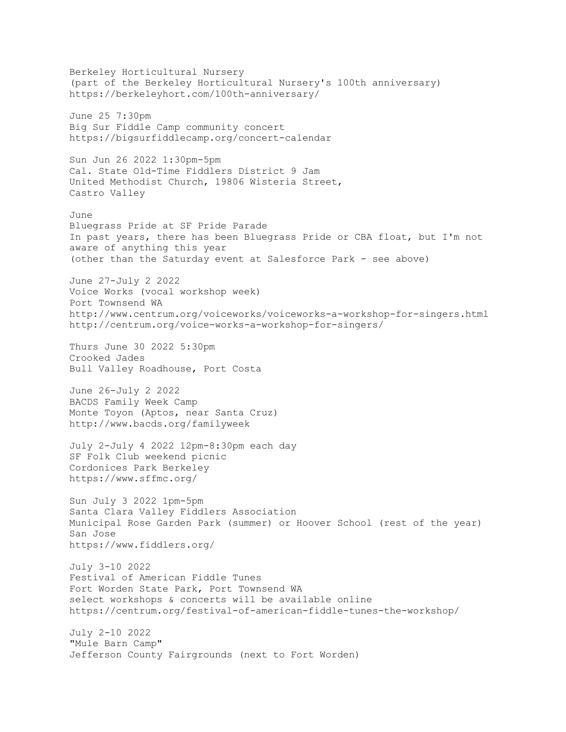Berkeley Horticultural Nursery
(part of the Berkeley Horticultural Nursery's 100th anniversary)
https://berkeleyhort.com/100th-anniversary/

June 25 7:30pm
Big Sur Fiddle Camp community concert
https://bigsurfiddlecamp.org/concert-calendar

Sun Jun 26 2022 1:30pm-5pm
Cal. State Old-Time Fiddlers District 9 Jam
United Methodist Church, 19806 Wisteria Street,
Castro Valley

June
Bluegrass Pride at SF Pride Parade
In past years, there has been Bluegrass Pride or CBA float, but I'm not aware of anything this year
(other than the Saturday event at Salesforce Park - see above)

June 27-July 2 2022
Voice Works (vocal workshop week)
Port Townsend WA
http://www.centrum.org/voiceworks/voiceworks-a-workshop-for-singers.html
http://centrum.org/voice-works-a-workshop-for-singers/

Thurs June 30 2022 5:30pm
Crooked Jades
Bull Valley Roadhouse, Port Costa

June 26-July 2 2022
BACDS Family Week Camp
Monte Toyon (Aptos, near Santa Cruz)
http://www.bacds.org/familyweek

July 2-July 4 2022 12pm-8:30pm each day
SF Folk Club weekend picnic
Cordonices Park Berkeley
https://www.sffmc.org/

Sun July 3 2022 1pm-5pm
Santa Clara Valley Fiddlers Association
Municipal Rose Garden Park (summer) or Hoover School (rest of the year)
San Jose
https://www.fiddlers.org/

July 3-10 2022
Festival of American Fiddle Tunes
Fort Worden State Park, Port Townsend WA
select workshops & concerts will be available online
https://centrum.org/festival-of-american-fiddle-tunes-the-workshop/

July 2-10 2022
"Mule Barn Camp"
Jefferson County Fairgrounds (next to Fort Worden)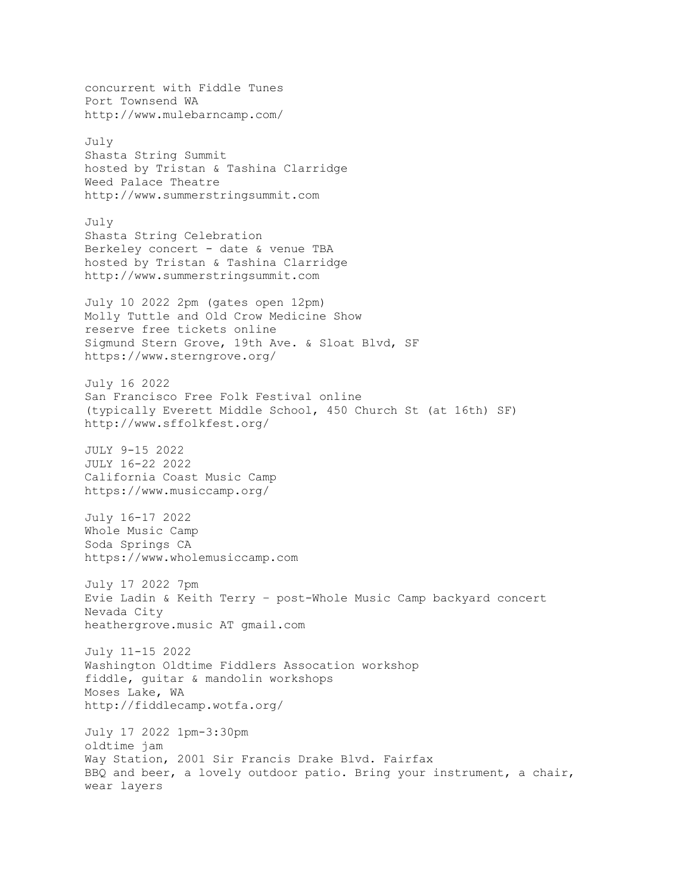concurrent with Fiddle Tunes
Port Townsend WA
http://www.mulebarncamp.com/

July
Shasta String Summit
hosted by Tristan & Tashina Clarridge
Weed Palace Theatre
http://www.summerstringsummit.com

July
Shasta String Celebration
Berkeley concert - date & venue TBA
hosted by Tristan & Tashina Clarridge
http://www.summerstringsummit.com

July 10 2022 2pm (gates open 12pm)
Molly Tuttle and Old Crow Medicine Show
reserve free tickets online
Sigmund Stern Grove, 19th Ave. & Sloat Blvd, SF
https://www.sterngrove.org/

July 16 2022
San Francisco Free Folk Festival online
(typically Everett Middle School, 450 Church St (at 16th) SF)
http://www.sffolkfest.org/

JULY 9-15 2022
JULY 16-22 2022
California Coast Music Camp
https://www.musiccamp.org/

July 16-17 2022
Whole Music Camp
Soda Springs CA
https://www.wholemusiccamp.com

July 17 2022 7pm
Evie Ladin & Keith Terry – post-Whole Music Camp backyard concert
Nevada City
heathergrove.music AT gmail.com

July 11-15 2022
Washington Oldtime Fiddlers Assocation workshop
fiddle, guitar & mandolin workshops
Moses Lake, WA
http://fiddlecamp.wotfa.org/

July 17 2022 1pm-3:30pm
oldtime jam
Way Station, 2001 Sir Francis Drake Blvd. Fairfax
BBQ and beer, a lovely outdoor patio. Bring your instrument, a chair, wear layers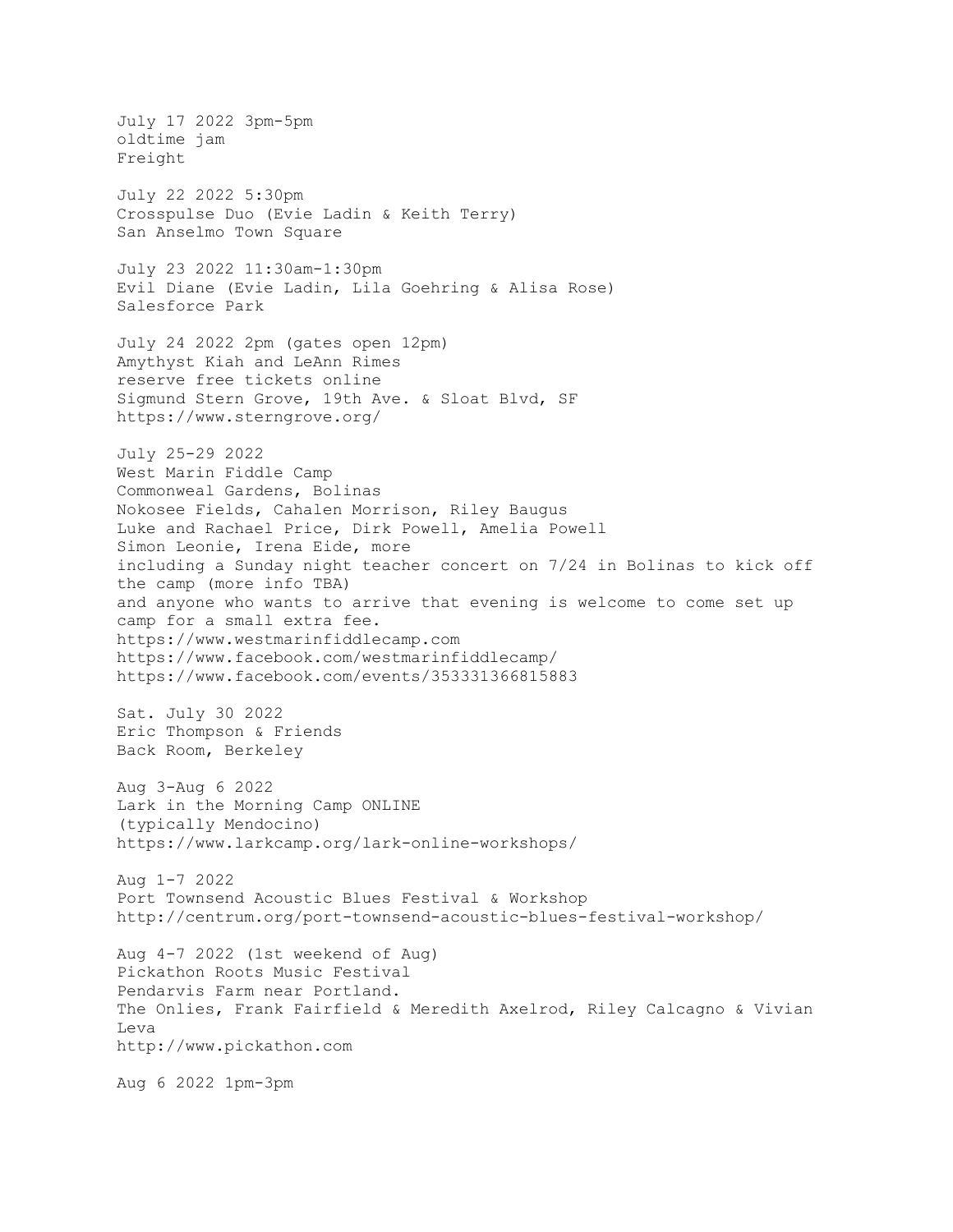July 17 2022 3pm-5pm
oldtime jam
Freight

July 22 2022 5:30pm
Crosspulse Duo (Evie Ladin & Keith Terry)
San Anselmo Town Square

July 23 2022 11:30am-1:30pm
Evil Diane (Evie Ladin, Lila Goehring & Alisa Rose)
Salesforce Park

July 24 2022 2pm (gates open 12pm)
Amythyst Kiah and LeAnn Rimes
reserve free tickets online
Sigmund Stern Grove, 19th Ave. & Sloat Blvd, SF
https://www.sterngrove.org/

July 25-29 2022
West Marin Fiddle Camp
Commonweal Gardens, Bolinas
Nokosee Fields, Cahalen Morrison, Riley Baugus
Luke and Rachael Price, Dirk Powell, Amelia Powell
Simon Leonie, Irena Eide, more
including a Sunday night teacher concert on 7/24 in Bolinas to kick off the camp (more info TBA)
and anyone who wants to arrive that evening is welcome to come set up camp for a small extra fee.
https://www.westmarinfiddlecamp.com
https://www.facebook.com/westmarinfiddlecamp/
https://www.facebook.com/events/353331366815883

Sat. July 30 2022
Eric Thompson & Friends
Back Room, Berkeley

Aug 3-Aug 6 2022
Lark in the Morning Camp ONLINE
(typically Mendocino)
https://www.larkcamp.org/lark-online-workshops/

Aug 1-7 2022
Port Townsend Acoustic Blues Festival & Workshop
http://centrum.org/port-townsend-acoustic-blues-festival-workshop/

Aug 4-7 2022 (1st weekend of Aug)
Pickathon Roots Music Festival
Pendarvis Farm near Portland.
The Onlies, Frank Fairfield & Meredith Axelrod, Riley Calcagno & Vivian Leva
http://www.pickathon.com

Aug 6 2022 1pm-3pm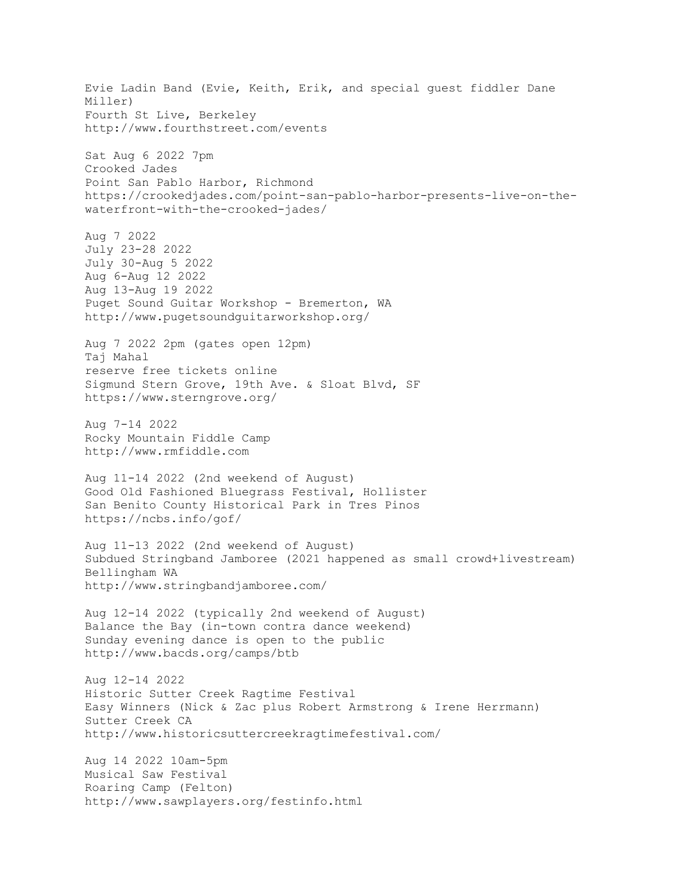Evie Ladin Band (Evie, Keith, Erik, and special guest fiddler Dane Miller)
Fourth St Live, Berkeley
http://www.fourthstreet.com/events

Sat Aug 6 2022 7pm
Crooked Jades
Point San Pablo Harbor, Richmond
https://crookedjades.com/point-san-pablo-harbor-presents-live-on-the-waterfront-with-the-crooked-jades/

Aug 7 2022
July 23-28 2022
July 30-Aug 5 2022
Aug 6-Aug 12 2022
Aug 13-Aug 19 2022
Puget Sound Guitar Workshop - Bremerton, WA
http://www.pugetsoundguitarworkshop.org/

Aug 7 2022 2pm (gates open 12pm)
Taj Mahal
reserve free tickets online
Sigmund Stern Grove, 19th Ave. & Sloat Blvd, SF
https://www.sterngrove.org/

Aug 7-14 2022
Rocky Mountain Fiddle Camp
http://www.rmfiddle.com

Aug 11-14 2022 (2nd weekend of August)
Good Old Fashioned Bluegrass Festival, Hollister
San Benito County Historical Park in Tres Pinos
https://ncbs.info/gof/

Aug 11-13 2022 (2nd weekend of August)
Subdued Stringband Jamboree (2021 happened as small crowd+livestream)
Bellingham WA
http://www.stringbandjamboree.com/

Aug 12-14 2022 (typically 2nd weekend of August)
Balance the Bay (in-town contra dance weekend)
Sunday evening dance is open to the public
http://www.bacds.org/camps/btb

Aug 12-14 2022
Historic Sutter Creek Ragtime Festival
Easy Winners (Nick & Zac plus Robert Armstrong & Irene Herrmann)
Sutter Creek CA
http://www.historicsuttercreekragtimefestival.com/

Aug 14 2022 10am-5pm
Musical Saw Festival
Roaring Camp (Felton)
http://www.sawplayers.org/festinfo.html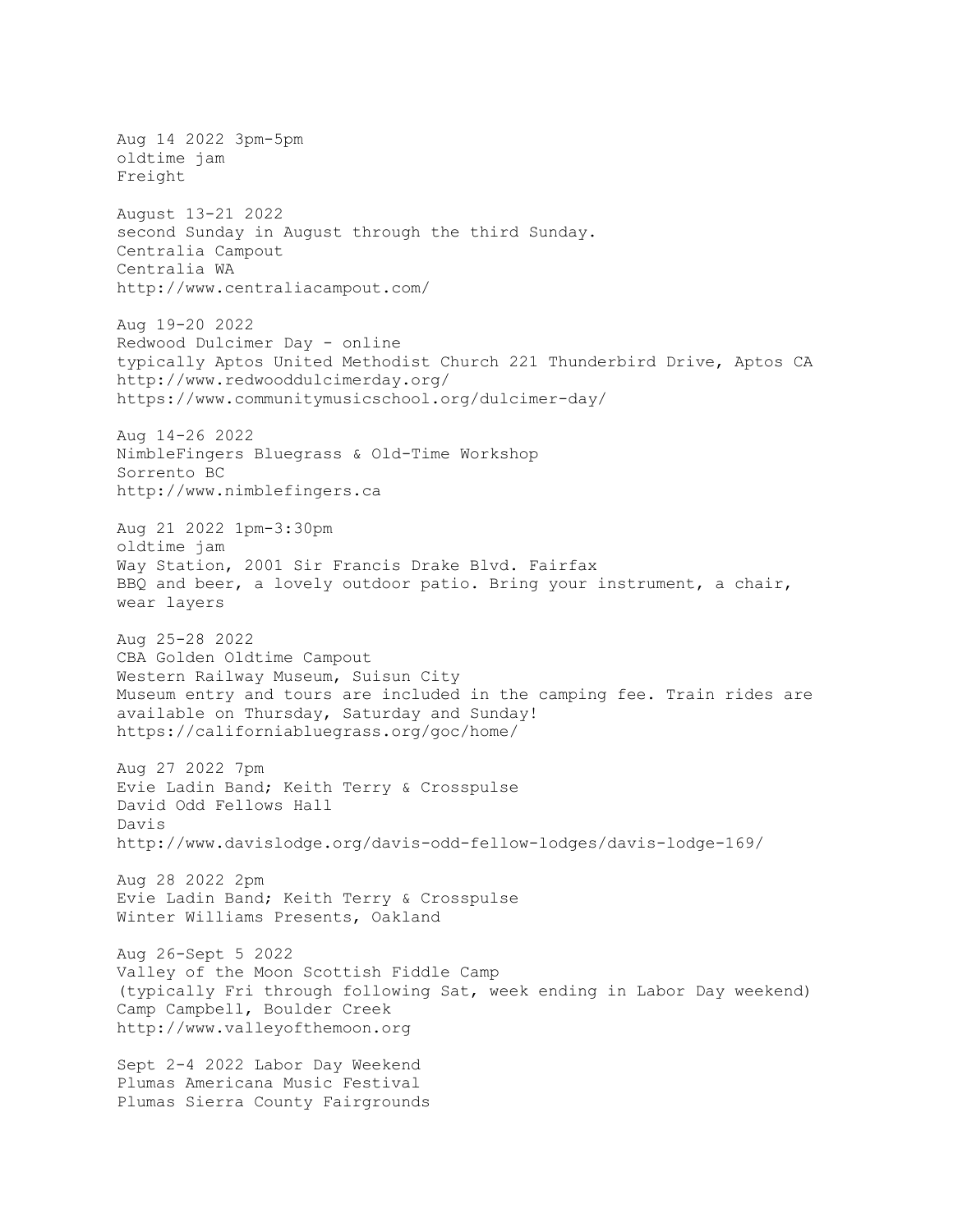Aug 14 2022 3pm-5pm
oldtime jam
Freight

August 13-21 2022
second Sunday in August through the third Sunday.
Centralia Campout
Centralia WA
http://www.centraliacampout.com/

Aug 19-20 2022
Redwood Dulcimer Day - online
typically Aptos United Methodist Church 221 Thunderbird Drive, Aptos CA
http://www.redwooddulcimerday.org/
https://www.communitymusicschool.org/dulcimer-day/

Aug 14-26 2022
NimbleFingers Bluegrass & Old-Time Workshop
Sorrento BC
http://www.nimblefingers.ca

Aug 21 2022 1pm-3:30pm
oldtime jam
Way Station, 2001 Sir Francis Drake Blvd. Fairfax
BBQ and beer, a lovely outdoor patio. Bring your instrument, a chair, wear layers

Aug 25-28 2022
CBA Golden Oldtime Campout
Western Railway Museum, Suisun City
Museum entry and tours are included in the camping fee. Train rides are available on Thursday, Saturday and Sunday!
https://californiabluegrass.org/goc/home/

Aug 27 2022 7pm
Evie Ladin Band; Keith Terry & Crosspulse
David Odd Fellows Hall
Davis
http://www.davislodge.org/davis-odd-fellow-lodges/davis-lodge-169/

Aug 28 2022 2pm
Evie Ladin Band; Keith Terry & Crosspulse
Winter Williams Presents, Oakland

Aug 26-Sept 5 2022
Valley of the Moon Scottish Fiddle Camp
(typically Fri through following Sat, week ending in Labor Day weekend)
Camp Campbell, Boulder Creek
http://www.valleyofthemoon.org

Sept 2-4 2022 Labor Day Weekend
Plumas Americana Music Festival
Plumas Sierra County Fairgrounds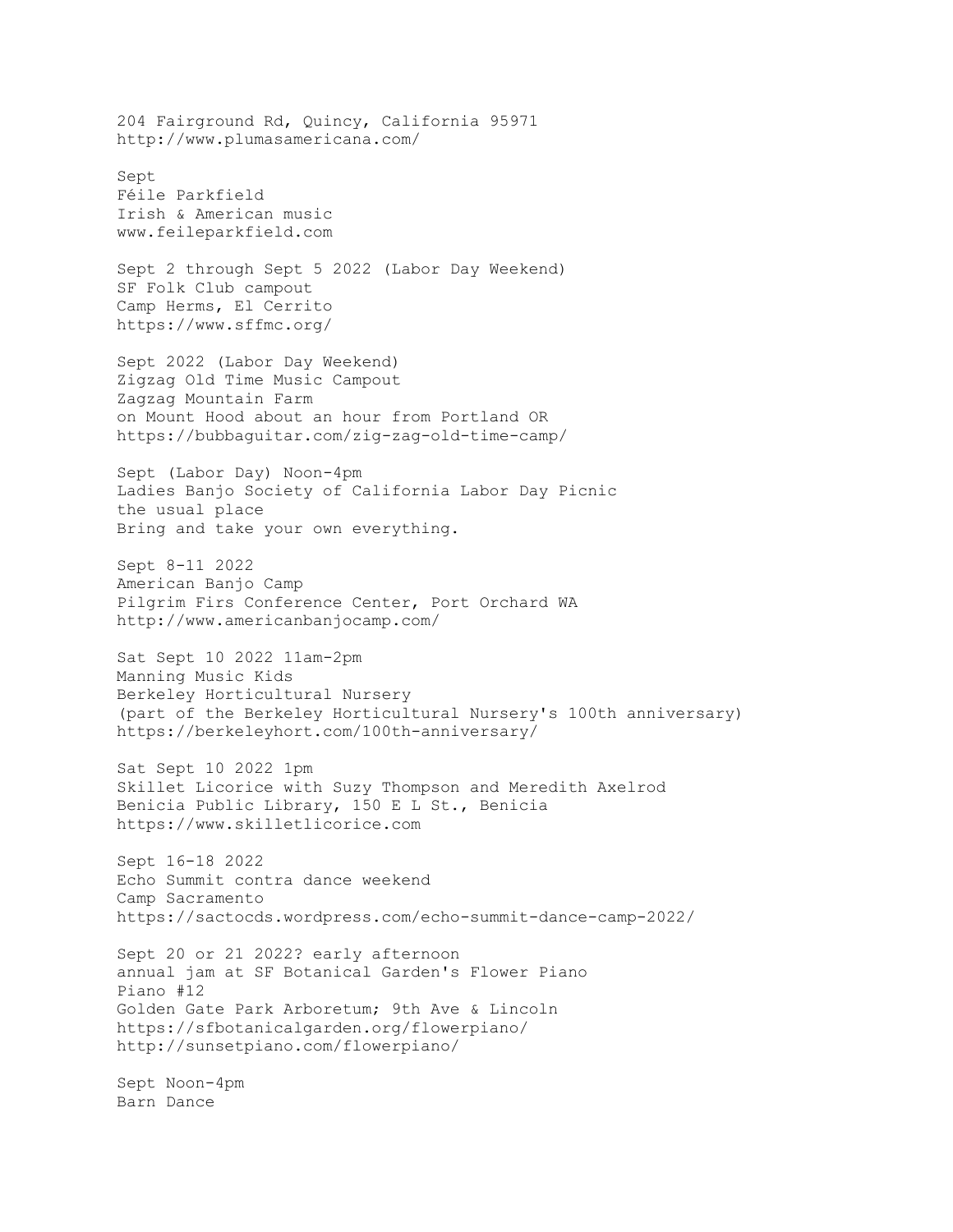204 Fairground Rd, Quincy, California 95971
http://www.plumasamericana.com/

Sept
Féile Parkfield
Irish & American music
www.feileparkfield.com

Sept 2 through Sept 5 2022 (Labor Day Weekend)
SF Folk Club campout
Camp Herms, El Cerrito
https://www.sffmc.org/

Sept 2022 (Labor Day Weekend)
Zigzag Old Time Music Campout
Zagzag Mountain Farm
on Mount Hood about an hour from Portland OR
https://bubbaguitar.com/zig-zag-old-time-camp/

Sept (Labor Day) Noon-4pm
Ladies Banjo Society of California Labor Day Picnic
the usual place
Bring and take your own everything.

Sept 8-11 2022
American Banjo Camp
Pilgrim Firs Conference Center, Port Orchard WA
http://www.americanbanjocamp.com/

Sat Sept 10 2022 11am-2pm
Manning Music Kids
Berkeley Horticultural Nursery
(part of the Berkeley Horticultural Nursery's 100th anniversary)
https://berkeleyhort.com/100th-anniversary/

Sat Sept 10 2022 1pm
Skillet Licorice with Suzy Thompson and Meredith Axelrod
Benicia Public Library, 150 E L St., Benicia
https://www.skilletlicorice.com

Sept 16-18 2022
Echo Summit contra dance weekend
Camp Sacramento
https://sactocds.wordpress.com/echo-summit-dance-camp-2022/

Sept 20 or 21 2022? early afternoon
annual jam at SF Botanical Garden's Flower Piano
Piano #12
Golden Gate Park Arboretum; 9th Ave & Lincoln
https://sfbotanicalgarden.org/flowerpiano/
http://sunsetpiano.com/flowerpiano/

Sept Noon-4pm
Barn Dance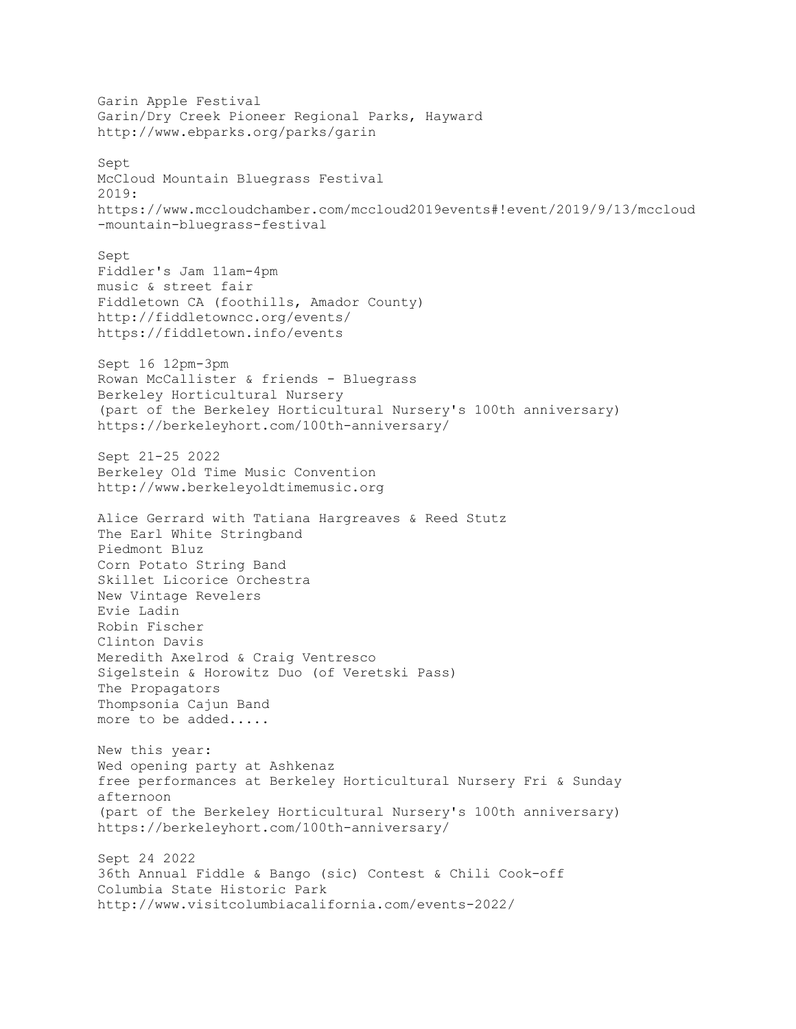Garin Apple Festival
Garin/Dry Creek Pioneer Regional Parks, Hayward
http://www.ebparks.org/parks/garin

Sept
McCloud Mountain Bluegrass Festival
2019:
https://www.mccloudchamber.com/mccloud2019events#!event/2019/9/13/mccloud-mountain-bluegrass-festival

Sept
Fiddler's Jam 11am-4pm
music & street fair
Fiddletown CA (foothills, Amador County)
http://fiddletowncc.org/events/
https://fiddletown.info/events

Sept 16 12pm-3pm
Rowan McCallister & friends - Bluegrass
Berkeley Horticultural Nursery
(part of the Berkeley Horticultural Nursery's 100th anniversary)
https://berkeleyhort.com/100th-anniversary/

Sept 21-25 2022
Berkeley Old Time Music Convention
http://www.berkeleyoldtimemusic.org

Alice Gerrard with Tatiana Hargreaves & Reed Stutz
The Earl White Stringband
Piedmont Bluz
Corn Potato String Band
Skillet Licorice Orchestra
New Vintage Revelers
Evie Ladin
Robin Fischer
Clinton Davis
Meredith Axelrod & Craig Ventresco
Sigelstein & Horowitz Duo (of Veretski Pass)
The Propagators
Thompsonia Cajun Band
more to be added.....

New this year:
Wed opening party at Ashkenaz
free performances at Berkeley Horticultural Nursery Fri & Sunday afternoon
(part of the Berkeley Horticultural Nursery's 100th anniversary)
https://berkeleyhort.com/100th-anniversary/

Sept 24 2022
36th Annual Fiddle & Bango (sic) Contest & Chili Cook-off
Columbia State Historic Park
http://www.visitcolumbiacalifornia.com/events-2022/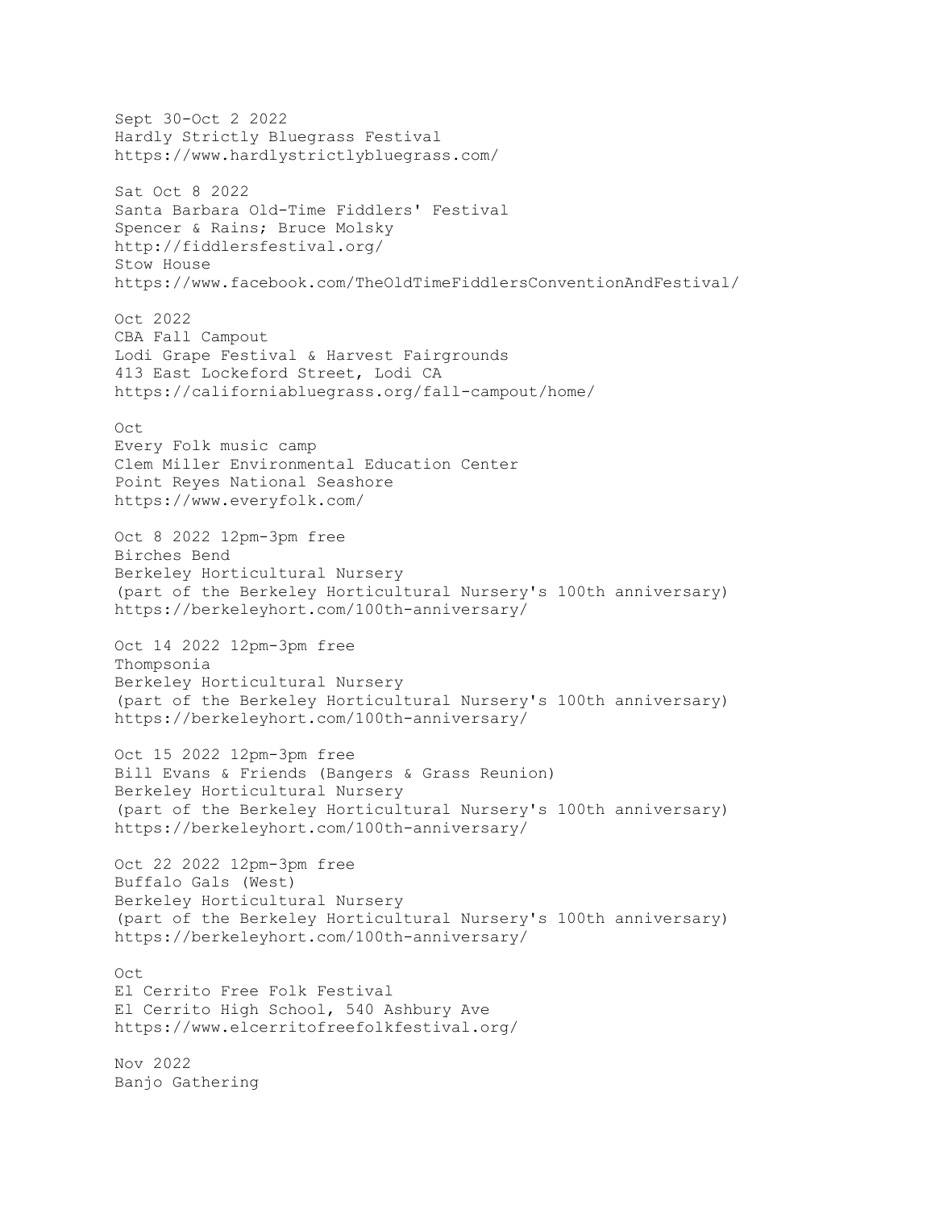Sept 30-Oct 2 2022
Hardly Strictly Bluegrass Festival
https://www.hardlystrictlybluegrass.com/

Sat Oct 8 2022
Santa Barbara Old-Time Fiddlers' Festival
Spencer & Rains; Bruce Molsky
http://fiddlersfestival.org/
Stow House
https://www.facebook.com/TheOldTimeFiddlersConventionAndFestival/

Oct 2022
CBA Fall Campout
Lodi Grape Festival & Harvest Fairgrounds
413 East Lockeford Street, Lodi CA
https://californiabluegrass.org/fall-campout/home/

Oct
Every Folk music camp
Clem Miller Environmental Education Center
Point Reyes National Seashore
https://www.everyfolk.com/

Oct 8 2022 12pm-3pm free
Birches Bend
Berkeley Horticultural Nursery
(part of the Berkeley Horticultural Nursery's 100th anniversary)
https://berkeleyhort.com/100th-anniversary/

Oct 14 2022 12pm-3pm free
Thompsonia
Berkeley Horticultural Nursery
(part of the Berkeley Horticultural Nursery's 100th anniversary)
https://berkeleyhort.com/100th-anniversary/

Oct 15 2022 12pm-3pm free
Bill Evans & Friends (Bangers & Grass Reunion)
Berkeley Horticultural Nursery
(part of the Berkeley Horticultural Nursery's 100th anniversary)
https://berkeleyhort.com/100th-anniversary/

Oct 22 2022 12pm-3pm free
Buffalo Gals (West)
Berkeley Horticultural Nursery
(part of the Berkeley Horticultural Nursery's 100th anniversary)
https://berkeleyhort.com/100th-anniversary/

Oct
El Cerrito Free Folk Festival
El Cerrito High School, 540 Ashbury Ave
https://www.elcerritofreefolkfestival.org/

Nov 2022
Banjo Gathering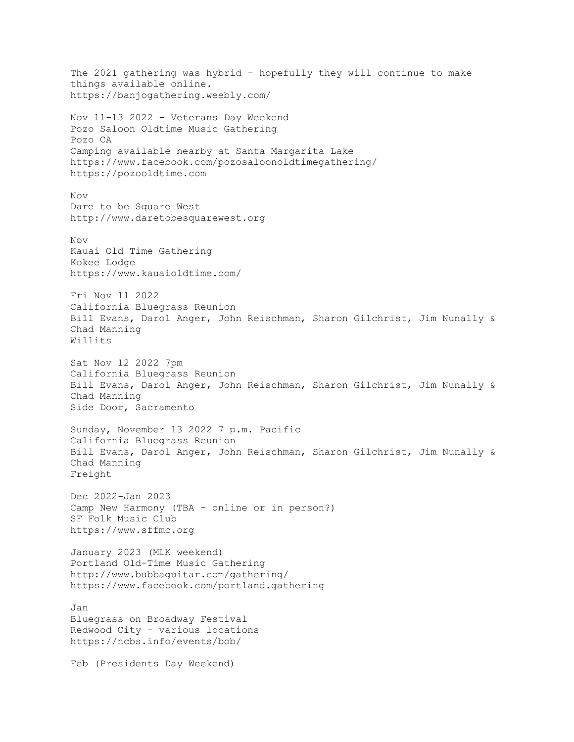The 2021 gathering was hybrid - hopefully they will continue to make things available online.
https://banjogathering.weebly.com/

Nov 11-13 2022 - Veterans Day Weekend
Pozo Saloon Oldtime Music Gathering
Pozo CA
Camping available nearby at Santa Margarita Lake
https://www.facebook.com/pozosaloonoldtimegathering/
https://pozooldtime.com

Nov
Dare to be Square West
http://www.daretobesquarewest.org

Nov
Kauai Old Time Gathering
Kokee Lodge
https://www.kauaioldtime.com/

Fri Nov 11 2022
California Bluegrass Reunion
Bill Evans, Darol Anger, John Reischman, Sharon Gilchrist, Jim Nunally & Chad Manning
Willits

Sat Nov 12 2022 7pm
California Bluegrass Reunion
Bill Evans, Darol Anger, John Reischman, Sharon Gilchrist, Jim Nunally & Chad Manning
Side Door, Sacramento

Sunday, November 13 2022 7 p.m. Pacific
California Bluegrass Reunion
Bill Evans, Darol Anger, John Reischman, Sharon Gilchrist, Jim Nunally & Chad Manning
Freight

Dec 2022-Jan 2023
Camp New Harmony (TBA - online or in person?)
SF Folk Music Club
https://www.sffmc.org

January 2023 (MLK weekend)
Portland Old-Time Music Gathering
http://www.bubbaguitar.com/gathering/
https://www.facebook.com/portland.gathering

Jan
Bluegrass on Broadway Festival
Redwood City - various locations
https://ncbs.info/events/bob/

Feb (Presidents Day Weekend)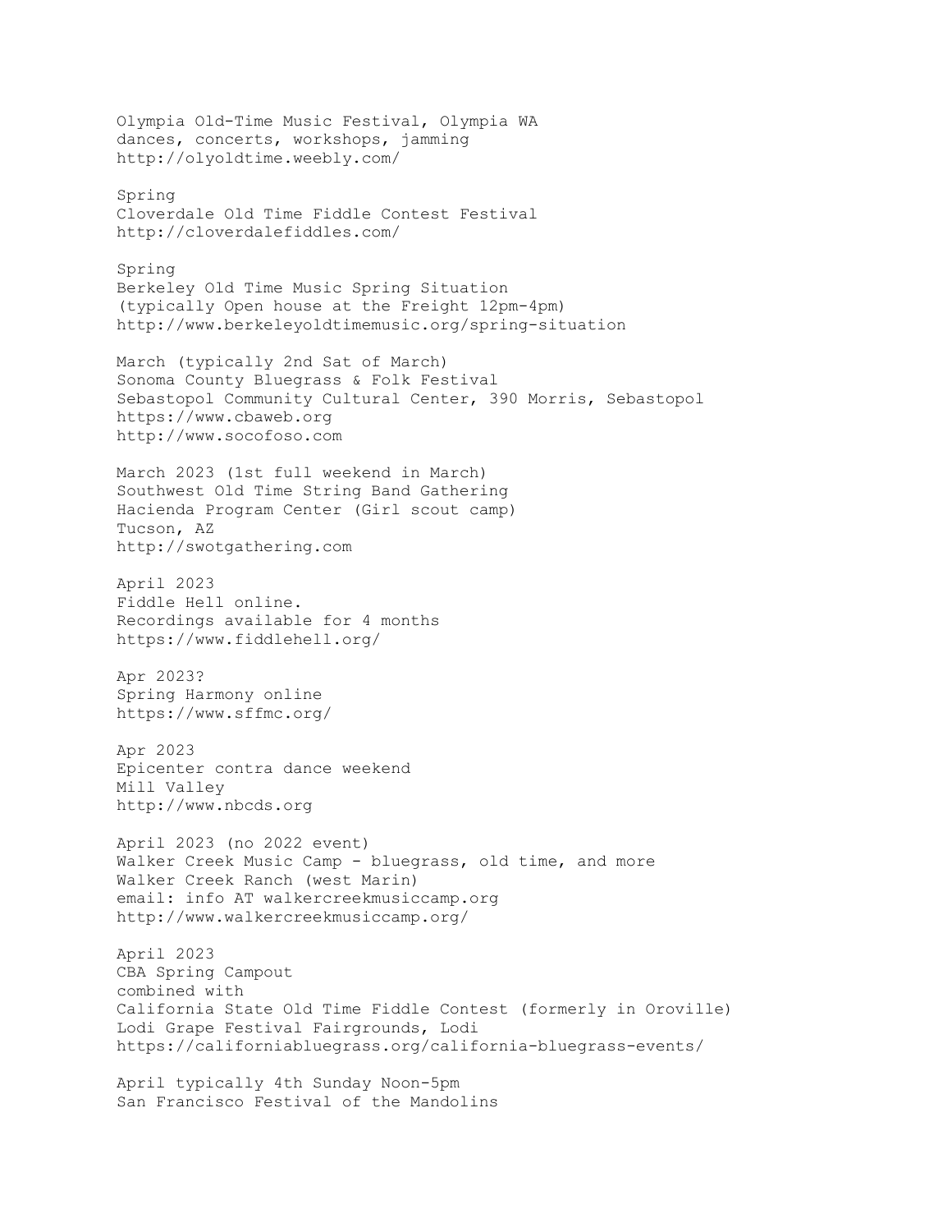Olympia Old-Time Music Festival, Olympia WA
dances, concerts, workshops, jamming
http://olyoldtime.weebly.com/

Spring
Cloverdale Old Time Fiddle Contest Festival
http://cloverdalefiddles.com/

Spring
Berkeley Old Time Music Spring Situation
(typically Open house at the Freight 12pm-4pm)
http://www.berkeleyoldtimemusic.org/spring-situation

March (typically 2nd Sat of March)
Sonoma County Bluegrass & Folk Festival
Sebastopol Community Cultural Center, 390 Morris, Sebastopol
https://www.cbaweb.org
http://www.socofoso.com

March 2023 (1st full weekend in March)
Southwest Old Time String Band Gathering
Hacienda Program Center (Girl scout camp)
Tucson, AZ
http://swotgathering.com

April 2023
Fiddle Hell online.
Recordings available for 4 months
https://www.fiddlehell.org/

Apr 2023?
Spring Harmony online
https://www.sffmc.org/

Apr 2023
Epicenter contra dance weekend
Mill Valley
http://www.nbcds.org

April 2023 (no 2022 event)
Walker Creek Music Camp - bluegrass, old time, and more
Walker Creek Ranch (west Marin)
email: info AT walkercreekmusiccamp.org
http://www.walkercreekmusiccamp.org/

April 2023
CBA Spring Campout
combined with
California State Old Time Fiddle Contest (formerly in Oroville)
Lodi Grape Festival Fairgrounds, Lodi
https://californiabluegrass.org/california-bluegrass-events/

April typically 4th Sunday Noon-5pm
San Francisco Festival of the Mandolins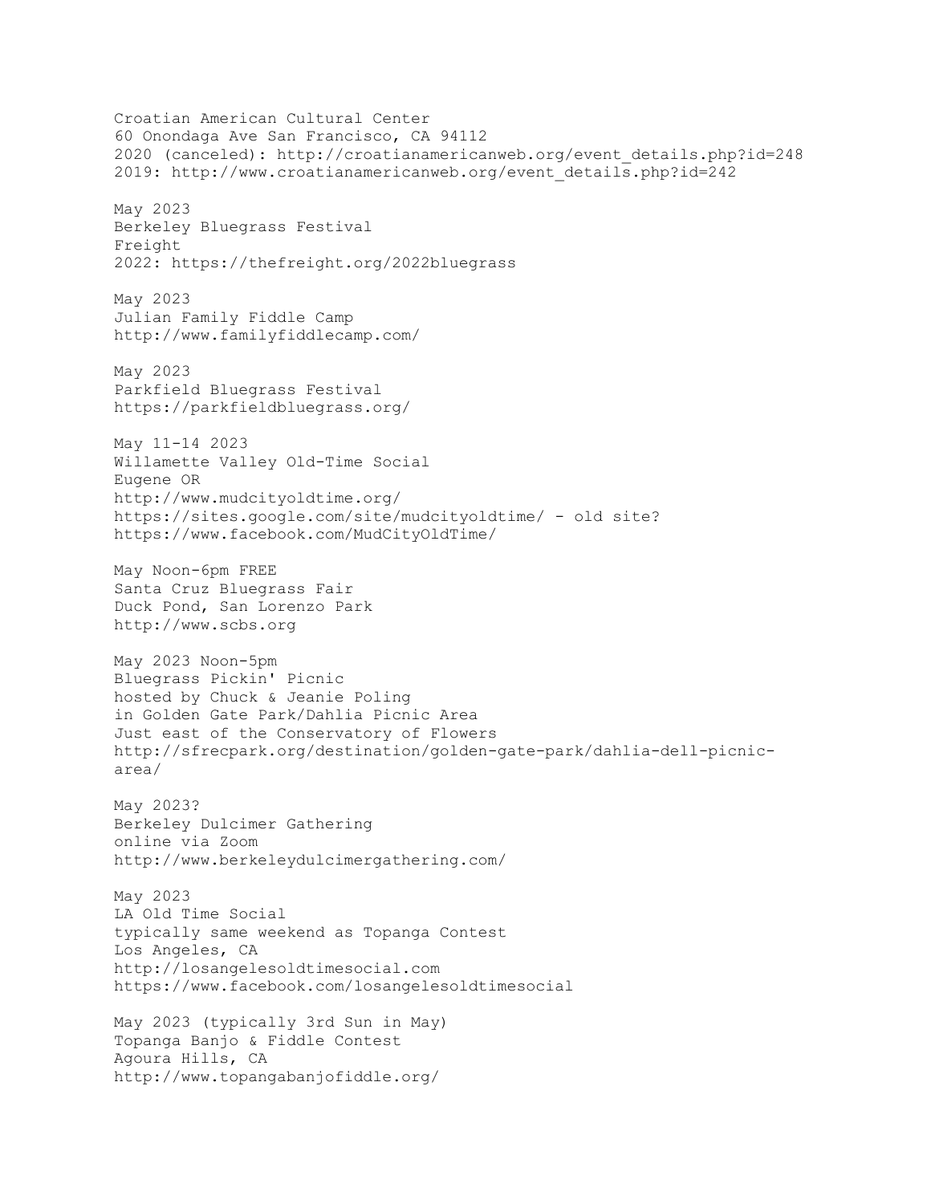Croatian American Cultural Center
60 Onondaga Ave San Francisco, CA 94112
2020 (canceled): http://croatianamericanweb.org/event_details.php?id=248
2019: http://www.croatianamericanweb.org/event_details.php?id=242

May 2023
Berkeley Bluegrass Festival
Freight
2022: https://thefreight.org/2022bluegrass

May 2023
Julian Family Fiddle Camp
http://www.familyfiddlecamp.com/

May 2023
Parkfield Bluegrass Festival
https://parkfieldbluegrass.org/

May 11-14 2023
Willamette Valley Old-Time Social
Eugene OR
http://www.mudcityoldtime.org/
https://sites.google.com/site/mudcityoldtime/ - old site?
https://www.facebook.com/MudCityOldTime/

May Noon-6pm FREE
Santa Cruz Bluegrass Fair
Duck Pond, San Lorenzo Park
http://www.scbs.org

May 2023 Noon-5pm
Bluegrass Pickin' Picnic
hosted by Chuck & Jeanie Poling
in Golden Gate Park/Dahlia Picnic Area
Just east of the Conservatory of Flowers
http://sfrecpark.org/destination/golden-gate-park/dahlia-dell-picnic-area/

May 2023?
Berkeley Dulcimer Gathering
online via Zoom
http://www.berkeleydulcimergathering.com/

May 2023
LA Old Time Social
typically same weekend as Topanga Contest
Los Angeles, CA
http://losangelesoldtimesocial.com
https://www.facebook.com/losangelesoldtimesocial

May 2023 (typically 3rd Sun in May)
Topanga Banjo & Fiddle Contest
Agoura Hills, CA
http://www.topangabanjofiddle.org/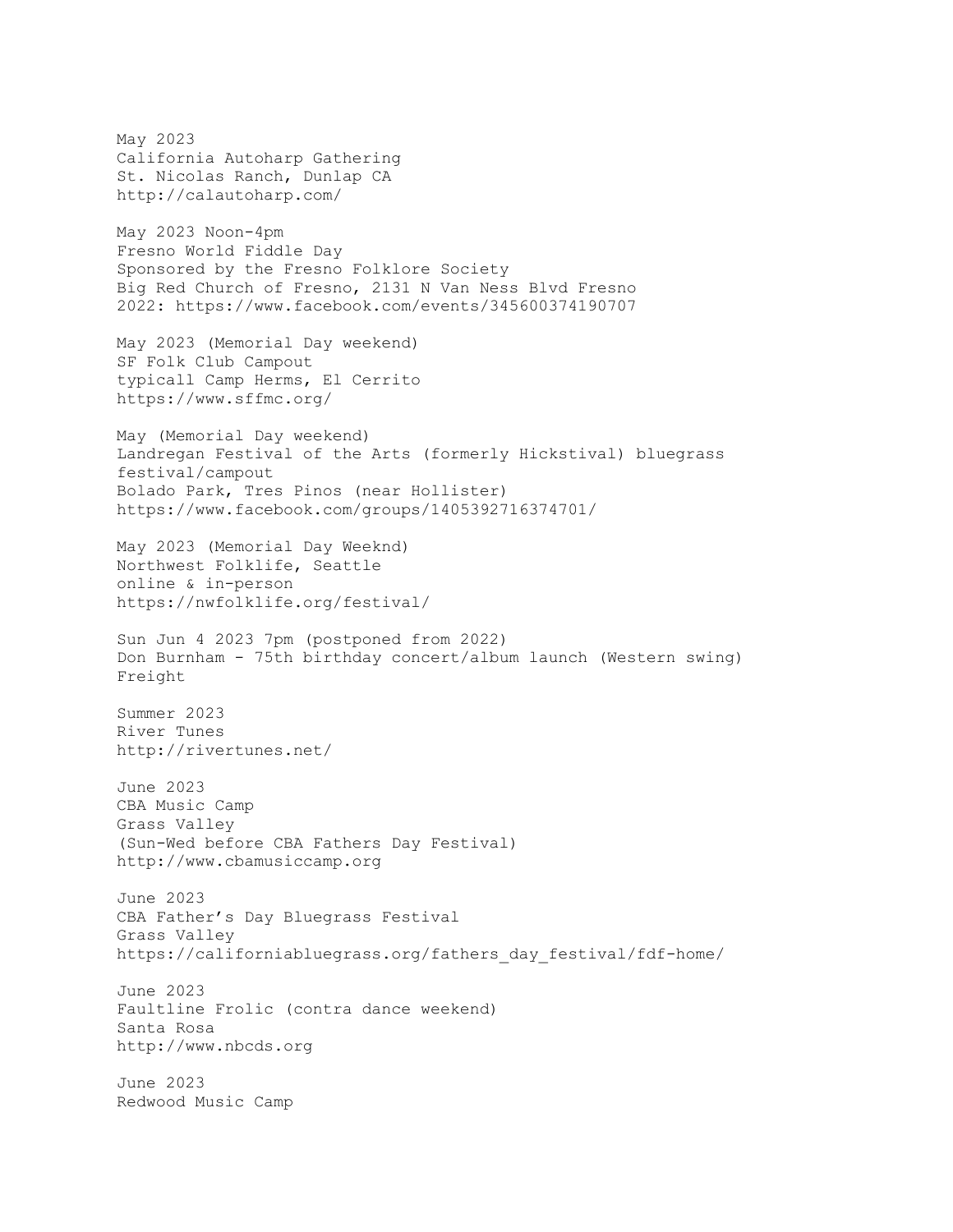May 2023
California Autoharp Gathering
St. Nicolas Ranch, Dunlap CA
http://calautoharp.com/

May 2023 Noon-4pm
Fresno World Fiddle Day
Sponsored by the Fresno Folklore Society
Big Red Church of Fresno, 2131 N Van Ness Blvd Fresno
2022: https://www.facebook.com/events/345600374190707

May 2023 (Memorial Day weekend)
SF Folk Club Campout
typicall Camp Herms, El Cerrito
https://www.sffmc.org/

May (Memorial Day weekend)
Landregan Festival of the Arts (formerly Hickstival) bluegrass festival/campout
Bolado Park, Tres Pinos (near Hollister)
https://www.facebook.com/groups/1405392716374701/

May 2023 (Memorial Day Weeknd)
Northwest Folklife, Seattle
online & in-person
https://nwfolklife.org/festival/

Sun Jun 4 2023 7pm (postponed from 2022)
Don Burnham - 75th birthday concert/album launch (Western swing)
Freight

Summer 2023
River Tunes
http://rivertunes.net/

June 2023
CBA Music Camp
Grass Valley
(Sun-Wed before CBA Fathers Day Festival)
http://www.cbamusiccamp.org

June 2023
CBA Father's Day Bluegrass Festival
Grass Valley
https://californiabluegrass.org/fathers_day_festival/fdf-home/

June 2023
Faultline Frolic (contra dance weekend)
Santa Rosa
http://www.nbcds.org

June 2023
Redwood Music Camp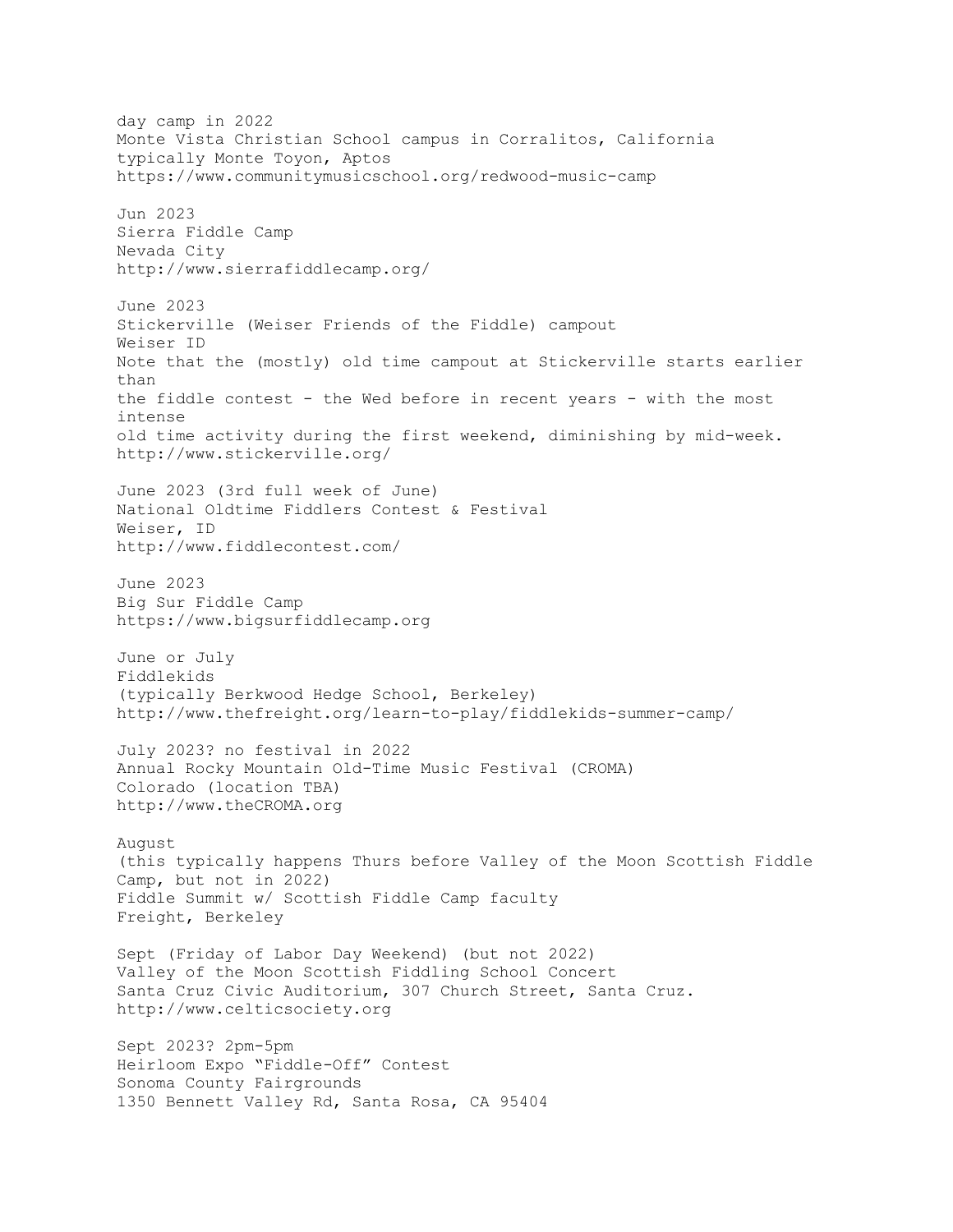day camp in 2022
Monte Vista Christian School campus in Corralitos, California
typically Monte Toyon, Aptos
https://www.communitymusicschool.org/redwood-music-camp

Jun 2023
Sierra Fiddle Camp
Nevada City
http://www.sierrafiddlecamp.org/

June 2023
Stickerville (Weiser Friends of the Fiddle) campout
Weiser ID
Note that the (mostly) old time campout at Stickerville starts earlier than
the fiddle contest - the Wed before in recent years - with the most intense
old time activity during the first weekend, diminishing by mid-week.
http://www.stickerville.org/

June 2023 (3rd full week of June)
National Oldtime Fiddlers Contest & Festival
Weiser, ID
http://www.fiddlecontest.com/

June 2023
Big Sur Fiddle Camp
https://www.bigsurfiddlecamp.org

June or July
Fiddlekids
(typically Berkwood Hedge School, Berkeley)
http://www.thefreight.org/learn-to-play/fiddlekids-summer-camp/

July 2023? no festival in 2022
Annual Rocky Mountain Old-Time Music Festival (CROMA)
Colorado (location TBA)
http://www.theCROMA.org

August
(this typically happens Thurs before Valley of the Moon Scottish Fiddle Camp, but not in 2022)
Fiddle Summit w/ Scottish Fiddle Camp faculty
Freight, Berkeley

Sept (Friday of Labor Day Weekend) (but not 2022)
Valley of the Moon Scottish Fiddling School Concert
Santa Cruz Civic Auditorium, 307 Church Street, Santa Cruz.
http://www.celticsociety.org

Sept 2023? 2pm-5pm
Heirloom Expo "Fiddle-Off" Contest
Sonoma County Fairgrounds
1350 Bennett Valley Rd, Santa Rosa, CA 95404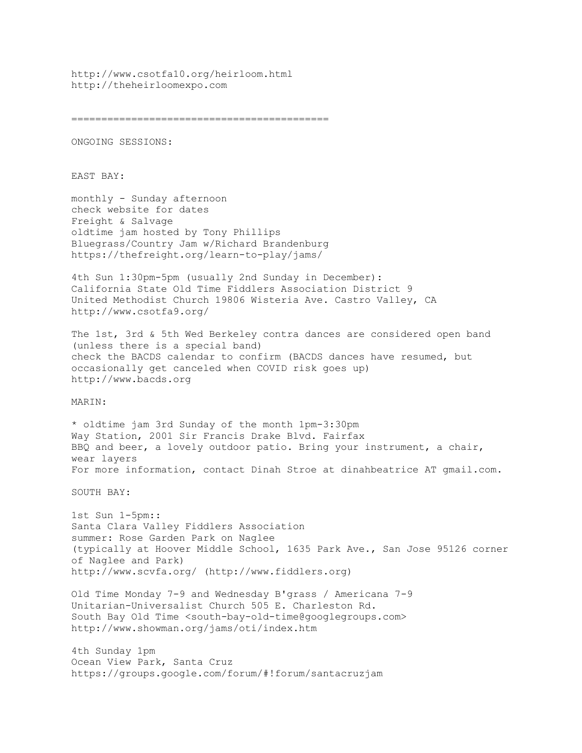http://www.csotfa10.org/heirloom.html
http://theheirloomexpo.com

============================================

ONGOING SESSIONS:

EAST BAY:

monthly - Sunday afternoon
check website for dates
Freight & Salvage
oldtime jam hosted by Tony Phillips
Bluegrass/Country Jam w/Richard Brandenburg
https://thefreight.org/learn-to-play/jams/

4th Sun 1:30pm-5pm (usually 2nd Sunday in December):
California State Old Time Fiddlers Association District 9
United Methodist Church 19806 Wisteria Ave. Castro Valley, CA
http://www.csotfa9.org/

The 1st, 3rd & 5th Wed Berkeley contra dances are considered open band (unless there is a special band)
check the BACDS calendar to confirm (BACDS dances have resumed, but occasionally get canceled when COVID risk goes up)
http://www.bacds.org

MARIN:

* oldtime jam 3rd Sunday of the month 1pm-3:30pm
Way Station, 2001 Sir Francis Drake Blvd. Fairfax
BBQ and beer, a lovely outdoor patio. Bring your instrument, a chair, wear layers
For more information, contact Dinah Stroe at dinahbeatrice AT gmail.com.

SOUTH BAY:

1st Sun 1-5pm::
Santa Clara Valley Fiddlers Association
summer: Rose Garden Park on Naglee
(typically at Hoover Middle School, 1635 Park Ave., San Jose 95126 corner of Naglee and Park)
http://www.scvfa.org/ (http://www.fiddlers.org)

Old Time Monday 7-9 and Wednesday B'grass / Americana 7-9
Unitarian-Universalist Church 505 E. Charleston Rd.
South Bay Old Time <south-bay-old-time@googlegroups.com>
http://www.showman.org/jams/oti/index.htm

4th Sunday 1pm
Ocean View Park, Santa Cruz
https://groups.google.com/forum/#!forum/santacruzjam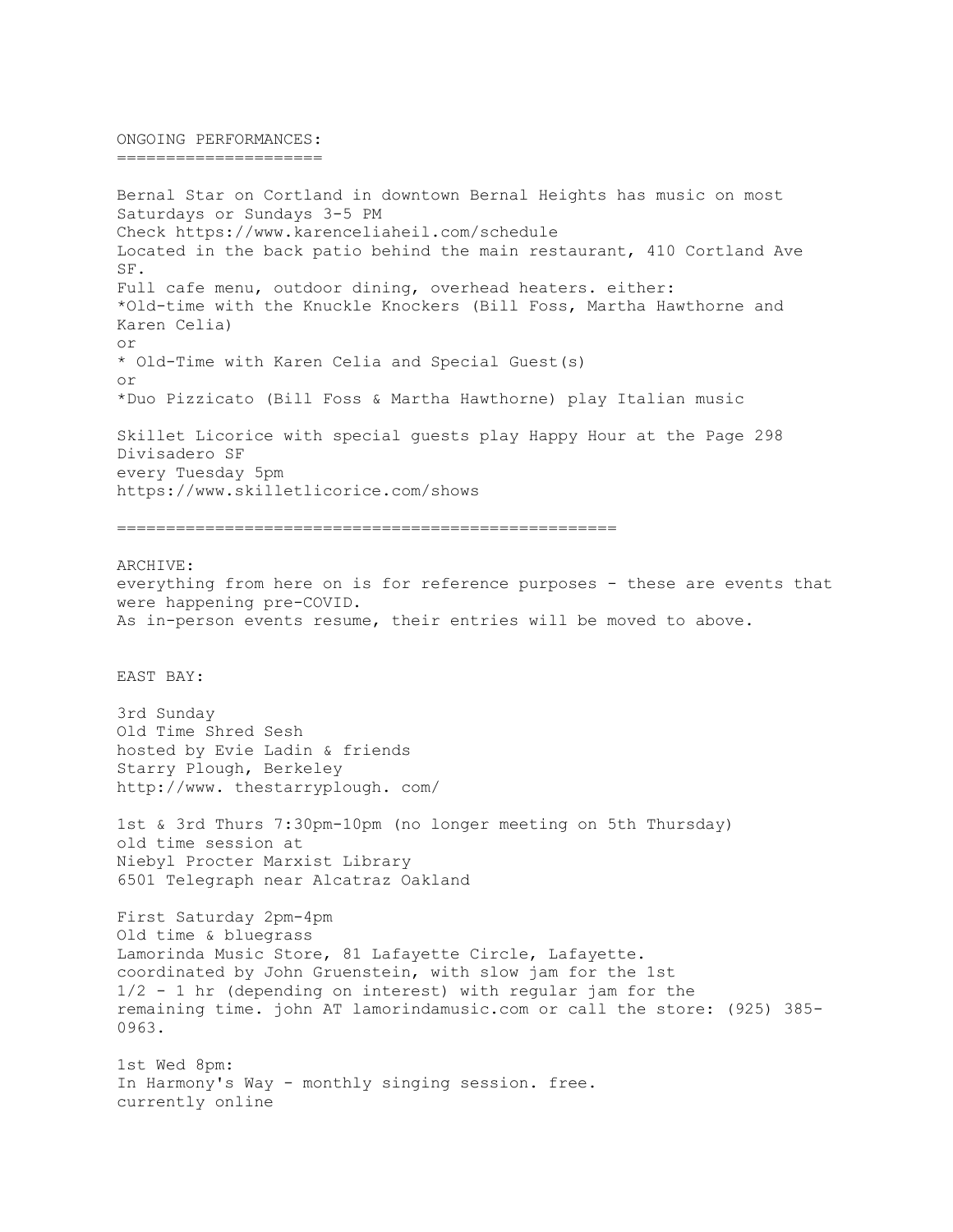## ONGOING PERFORMANCES:

Bernal Star on Cortland in downtown Bernal Heights has music on most Saturdays or Sundays 3-5 PM
Check https://www.karenceliaheil.com/schedule
Located in the back patio behind the main restaurant, 410 Cortland Ave SF.
Full cafe menu, outdoor dining, overhead heaters. either:

* Old-time with the Knuckle Knockers (Bill Foss, Martha Hawthorne and Karen Celia)

or

* Old-Time with Karen Celia and Special Guest(s)

or

* Duo Pizzicato (Bill Foss & Martha Hawthorne) play Italian music

Skillet Licorice with special guests play Happy Hour at the Page 298 Divisadero SF
every Tuesday 5pm
https://www.skilletlicorice.com/shows

---

## ARCHIVE:

everything from here on is for reference purposes - these are events that were happening pre-COVID.
As in-person events resume, their entries will be moved to above.

### EAST BAY:

3rd Sunday
Old Time Shred Sesh
hosted by Evie Ladin & friends
Starry Plough, Berkeley
http://www. thestarryplough. com/

1st & 3rd Thurs 7:30pm-10pm (no longer meeting on 5th Thursday)
old time session at
Niebyl Procter Marxist Library
6501 Telegraph near Alcatraz Oakland

First Saturday 2pm-4pm
Old time & bluegrass
Lamorinda Music Store, 81 Lafayette Circle, Lafayette.
coordinated by John Gruenstein, with slow jam for the 1st 1/2 - 1 hr (depending on interest) with regular jam for the remaining time. john AT lamorindamusic.com or call the store: (925) 385-0963.

1st Wed 8pm:
In Harmony's Way - monthly singing session. free.
currently online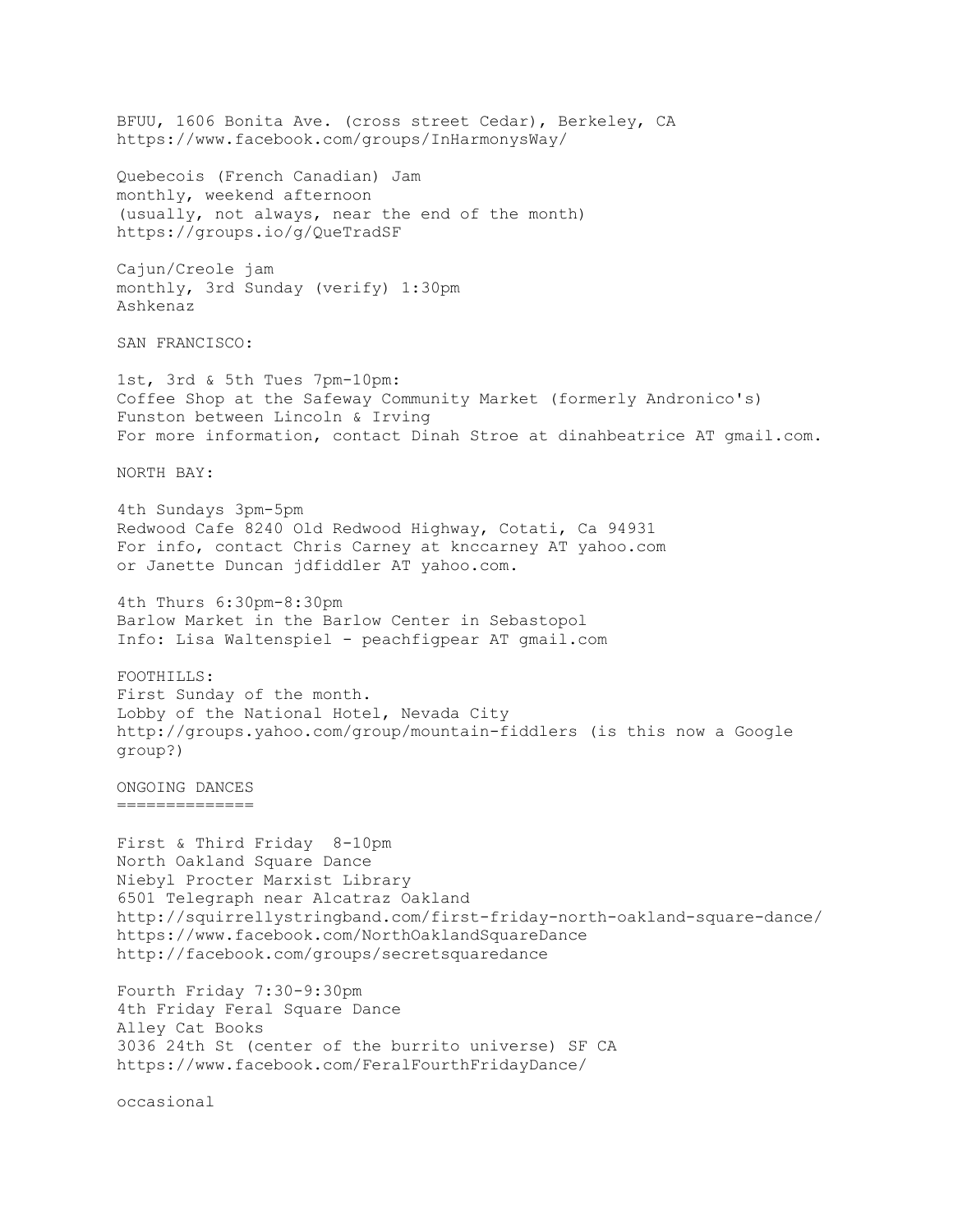BFUU, 1606 Bonita Ave. (cross street Cedar), Berkeley, CA
https://www.facebook.com/groups/InHarmonysWay/

Quebecois (French Canadian) Jam
monthly, weekend afternoon
(usually, not always, near the end of the month)
https://groups.io/g/QueTradSF

Cajun/Creole jam
monthly, 3rd Sunday (verify) 1:30pm
Ashkenaz

SAN FRANCISCO:

1st, 3rd & 5th Tues 7pm-10pm:
Coffee Shop at the Safeway Community Market (formerly Andronico's)
Funston between Lincoln & Irving
For more information, contact Dinah Stroe at dinahbeatrice AT gmail.com.

NORTH BAY:

4th Sundays 3pm-5pm
Redwood Cafe 8240 Old Redwood Highway, Cotati, Ca 94931
For info, contact Chris Carney at knccarney AT yahoo.com
or Janette Duncan jdfiddler AT yahoo.com.

4th Thurs 6:30pm-8:30pm
Barlow Market in the Barlow Center in Sebastopol
Info: Lisa Waltenspiel - peachfigpear AT gmail.com

FOOTHILLS:
First Sunday of the month.
Lobby of the National Hotel, Nevada City
http://groups.yahoo.com/group/mountain-fiddlers (is this now a Google group?)

## ONGOING DANCES

First & Third Friday 8-10pm
North Oakland Square Dance
Niebyl Procter Marxist Library
6501 Telegraph near Alcatraz Oakland
http://squirrellystringband.com/first-friday-north-oakland-square-dance/
https://www.facebook.com/NorthOaklandSquareDance
http://facebook.com/groups/secretsquaredance

Fourth Friday 7:30-9:30pm
4th Friday Feral Square Dance
Alley Cat Books
3036 24th St (center of the burrito universe) SF CA
https://www.facebook.com/FeralFourthFridayDance/

occasional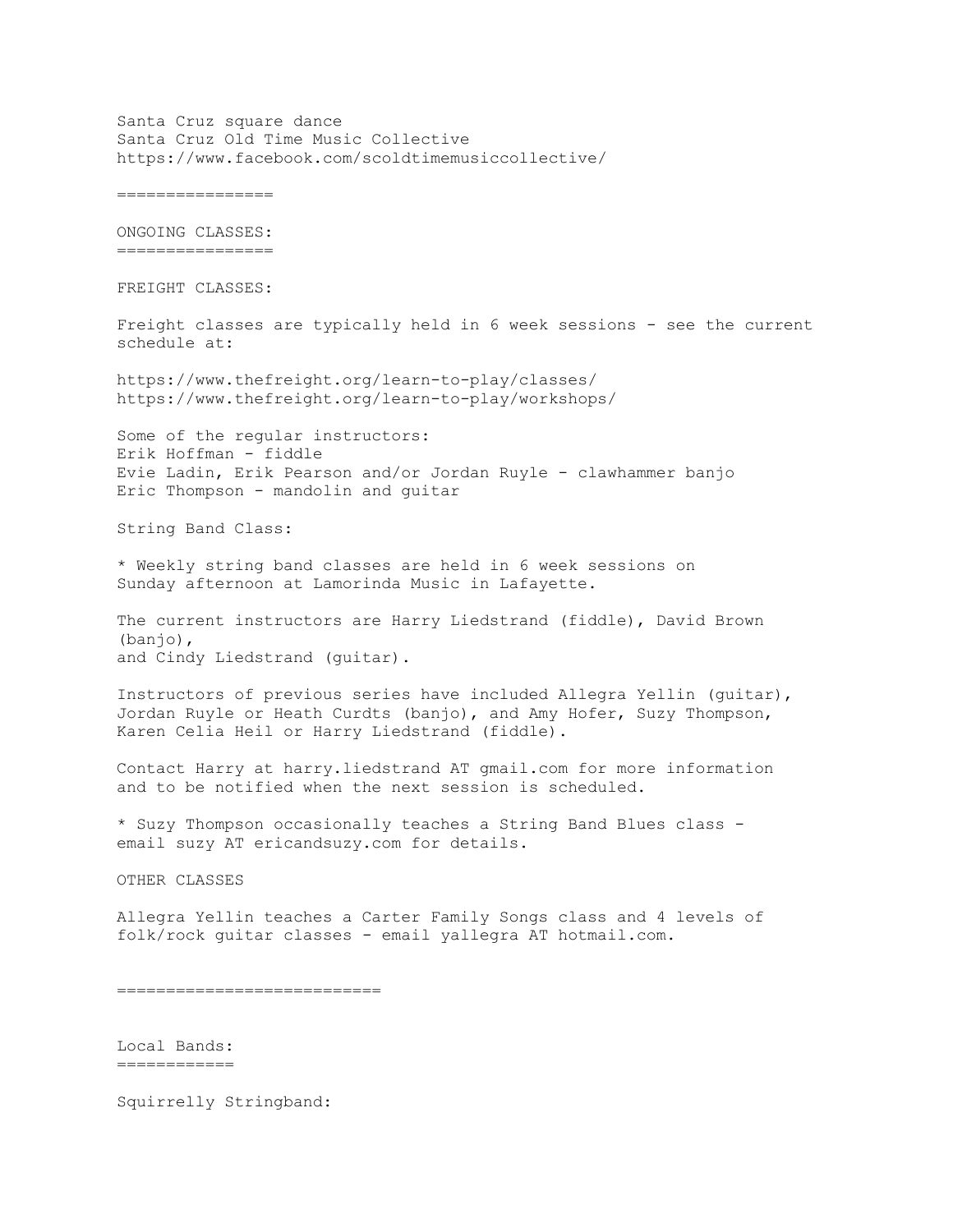Santa Cruz square dance
Santa Cruz Old Time Music Collective
https://www.facebook.com/scoldtimemusiccollective/

================

## ONGOING CLASSES:

### FREIGHT CLASSES:

Freight classes are typically held in 6 week sessions - see the current schedule at:

https://www.thefreight.org/learn-to-play/classes/
https://www.thefreight.org/learn-to-play/workshops/

Some of the regular instructors:
Erik Hoffman - fiddle
Evie Ladin, Erik Pearson and/or Jordan Ruyle - clawhammer banjo
Eric Thompson - mandolin and guitar

### String Band Class:

* Weekly string band classes are held in 6 week sessions on Sunday afternoon at Lamorinda Music in Lafayette.

The current instructors are Harry Liedstrand (fiddle), David Brown (banjo),
and Cindy Liedstrand (guitar).

Instructors of previous series have included Allegra Yellin (guitar), Jordan Ruyle or Heath Curdts (banjo), and Amy Hofer, Suzy Thompson, Karen Celia Heil or Harry Liedstrand (fiddle).

Contact Harry at harry.liedstrand AT gmail.com for more information and to be notified when the next session is scheduled.

* Suzy Thompson occasionally teaches a String Band Blues class - email suzy AT ericandsuzy.com for details.

### OTHER CLASSES

Allegra Yellin teaches a Carter Family Songs class and 4 levels of folk/rock guitar classes - email yallegra AT hotmail.com.

==========================

## Local Bands:

Squirrelly Stringband: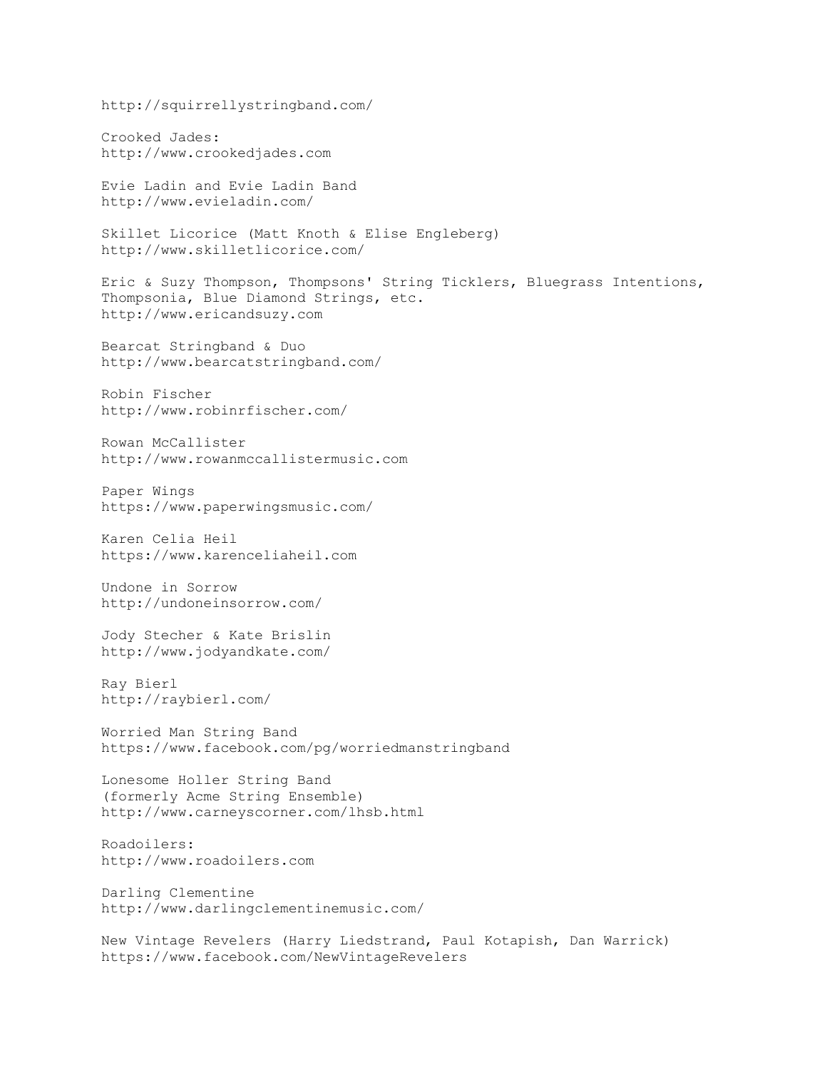http://squirrellystringband.com/

Crooked Jades:
http://www.crookedjades.com

Evie Ladin and Evie Ladin Band
http://www.evieladin.com/

Skillet Licorice (Matt Knoth & Elise Engleberg)
http://www.skilletlicorice.com/

Eric & Suzy Thompson, Thompsons' String Ticklers, Bluegrass Intentions, Thompsonia, Blue Diamond Strings, etc.
http://www.ericandsuzy.com

Bearcat Stringband & Duo
http://www.bearcatstringband.com/

Robin Fischer
http://www.robinrfischer.com/

Rowan McCallister
http://www.rowanmccallistermusic.com

Paper Wings
https://www.paperwingsmusic.com/

Karen Celia Heil
https://www.karenceliaheil.com

Undone in Sorrow
http://undoneinsorrow.com/

Jody Stecher & Kate Brislin
http://www.jodyandkate.com/

Ray Bierl
http://raybierl.com/

Worried Man String Band
https://www.facebook.com/pg/worriedmanstringband

Lonesome Holler String Band
(formerly Acme String Ensemble)
http://www.carneyscorner.com/lhsb.html

Roadoilers:
http://www.roadoilers.com

Darling Clementine
http://www.darlingclementinemusic.com/

New Vintage Revelers (Harry Liedstrand, Paul Kotapish, Dan Warrick)
https://www.facebook.com/NewVintageRevelers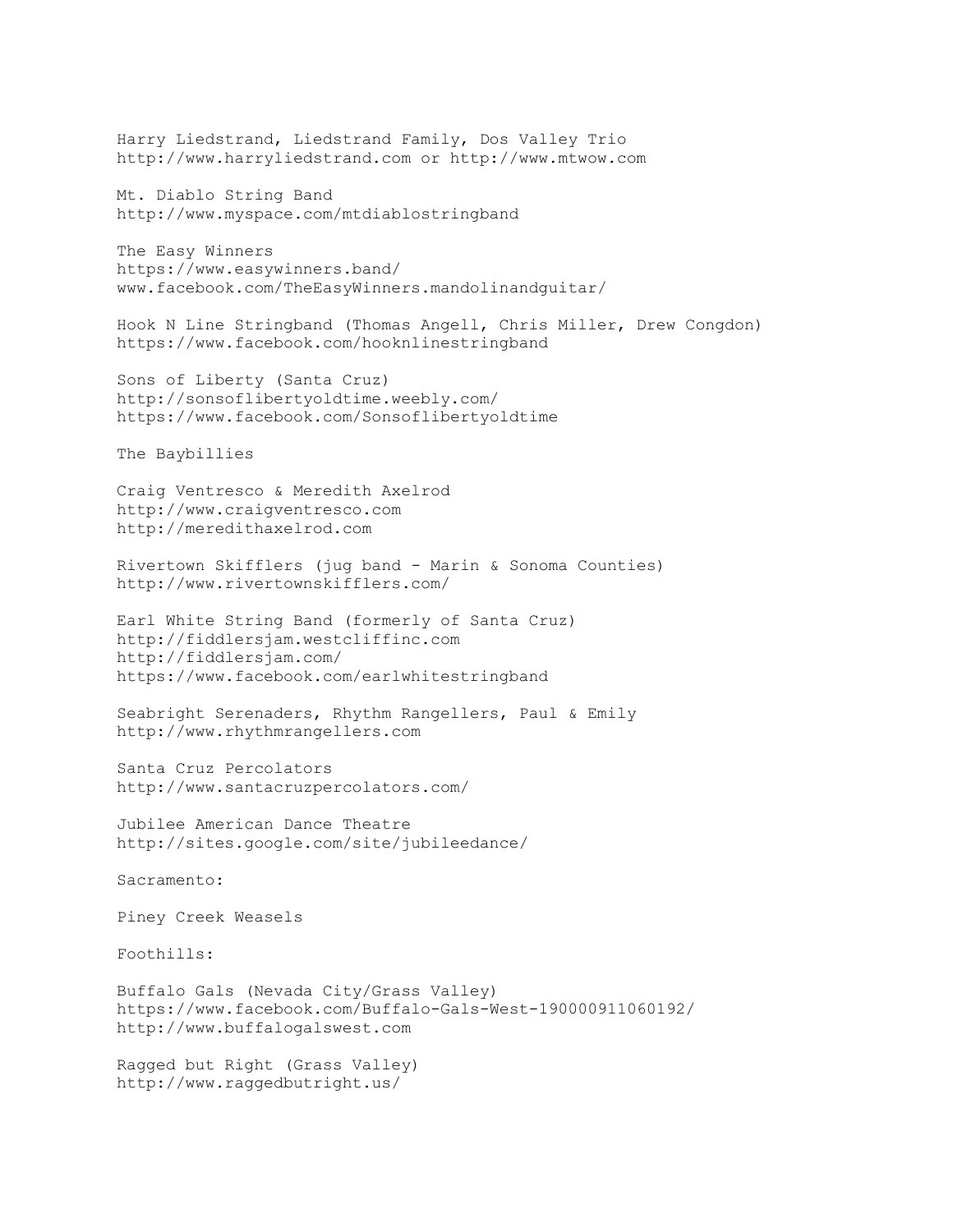Harry Liedstrand, Liedstrand Family, Dos Valley Trio
http://www.harryliedstrand.com or http://www.mtwow.com

Mt. Diablo String Band
http://www.myspace.com/mtdiablostringband

The Easy Winners
https://www.easywinners.band/
www.facebook.com/TheEasyWinners.mandolinandguitar/

Hook N Line Stringband (Thomas Angell, Chris Miller, Drew Congdon)
https://www.facebook.com/hooknlinestringband

Sons of Liberty (Santa Cruz)
http://sonsoflibertyoldtime.weebly.com/
https://www.facebook.com/Sonsoflibertyoldtime

The Baybillies

Craig Ventresco & Meredith Axelrod
http://www.craigventresco.com
http://meredithaxelrod.com

Rivertown Skifflers (jug band - Marin & Sonoma Counties)
http://www.rivertownskifflers.com/

Earl White String Band (formerly of Santa Cruz)
http://fiddlersjam.westcliffinc.com
http://fiddlersjam.com/
https://www.facebook.com/earlwhitestringband

Seabright Serenaders, Rhythm Rangellers, Paul & Emily
http://www.rhythmrangellers.com

Santa Cruz Percolators
http://www.santacruzpercolators.com/

Jubilee American Dance Theatre
http://sites.google.com/site/jubileedance/

Sacramento:

Piney Creek Weasels

Foothills:

Buffalo Gals (Nevada City/Grass Valley)
https://www.facebook.com/Buffalo-Gals-West-190000911060192/
http://www.buffalogalswest.com

Ragged but Right (Grass Valley)
http://www.raggedbutright.us/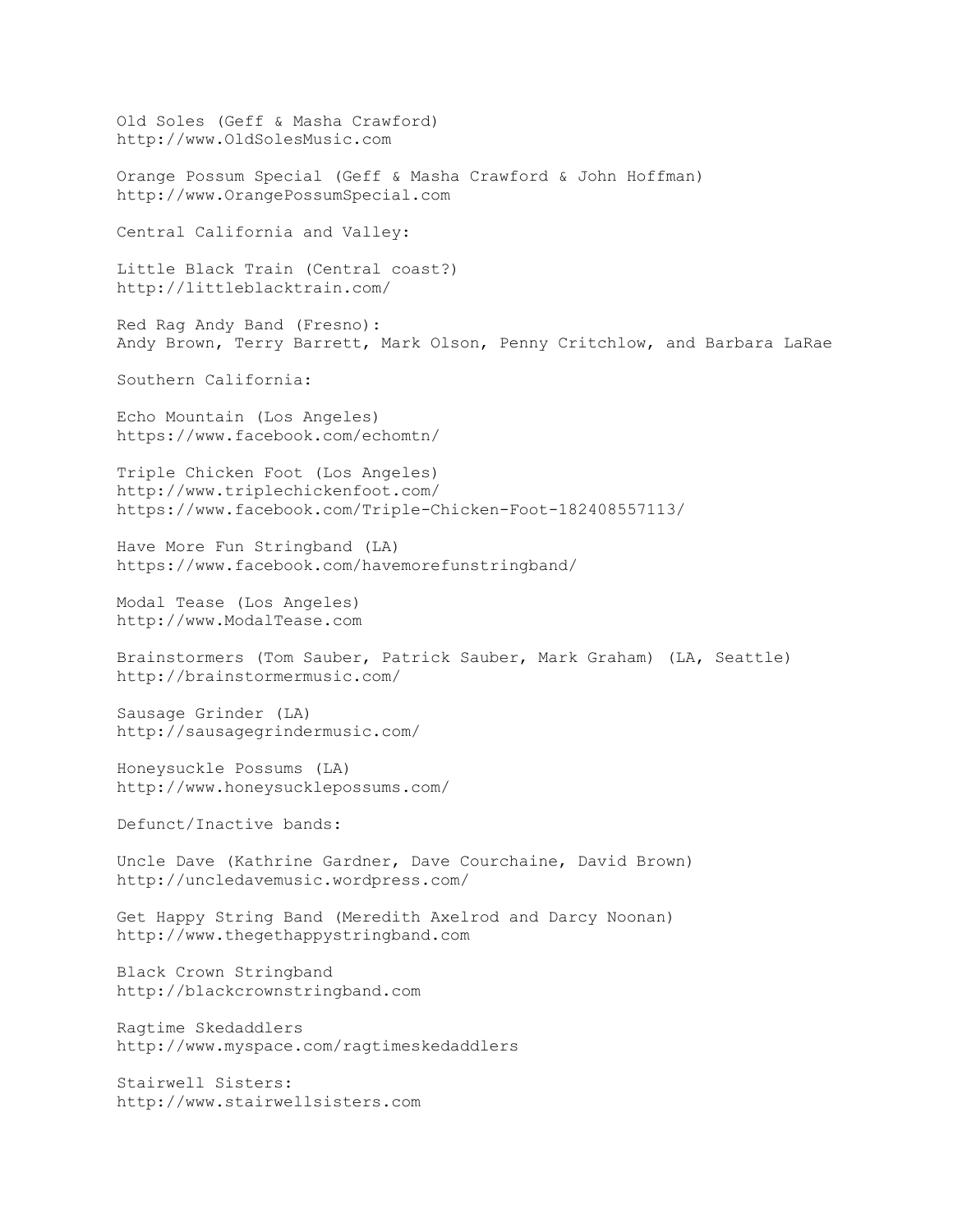Old Soles (Geff & Masha Crawford)
http://www.OldSolesMusic.com

Orange Possum Special (Geff & Masha Crawford & John Hoffman)
http://www.OrangePossumSpecial.com

Central California and Valley:

Little Black Train (Central coast?)
http://littleblacktrain.com/

Red Rag Andy Band (Fresno):
Andy Brown, Terry Barrett, Mark Olson, Penny Critchlow, and Barbara LaRae

Southern California:

Echo Mountain (Los Angeles)
https://www.facebook.com/echomtn/

Triple Chicken Foot (Los Angeles)
http://www.triplechickenfoot.com/
https://www.facebook.com/Triple-Chicken-Foot-182408557113/

Have More Fun Stringband (LA)
https://www.facebook.com/havemorefunstringband/

Modal Tease (Los Angeles)
http://www.ModalTease.com

Brainstormers (Tom Sauber, Patrick Sauber, Mark Graham) (LA, Seattle)
http://brainstormermusic.com/

Sausage Grinder (LA)
http://sausagegrindermusic.com/

Honeysuckle Possums (LA)
http://www.honeysucklepossums.com/

Defunct/Inactive bands:

Uncle Dave (Kathrine Gardner, Dave Courchaine, David Brown)
http://uncledavemusic.wordpress.com/

Get Happy String Band (Meredith Axelrod and Darcy Noonan)
http://www.thegethappystringband.com

Black Crown Stringband
http://blackcrownstringband.com

Ragtime Skedaddlers
http://www.myspace.com/ragtimeskedaddlers

Stairwell Sisters:
http://www.stairwellsisters.com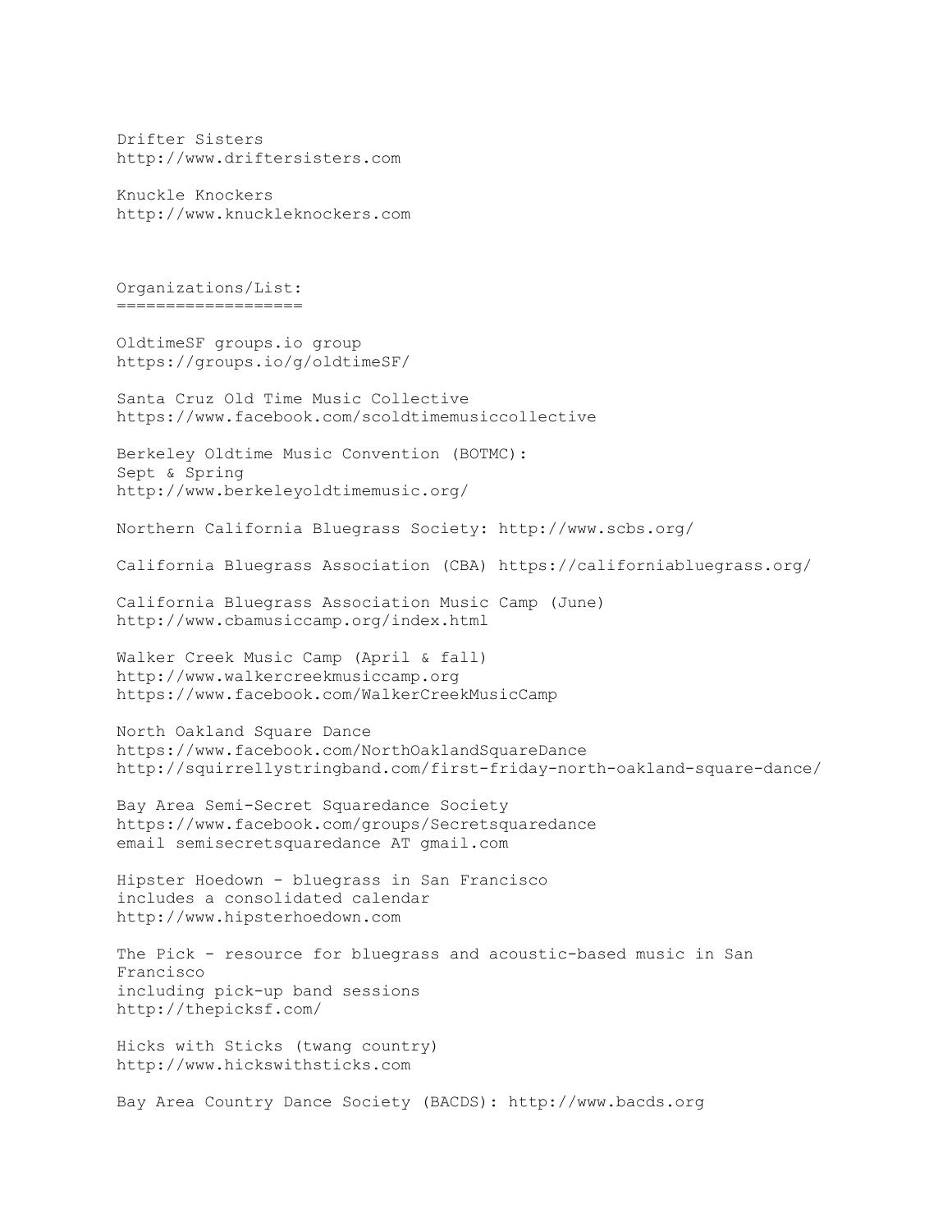Drifter Sisters
http://www.driftersisters.com

Knuckle Knockers
http://www.knuckleknockers.com

## Organizations/List:

OldtimeSF groups.io group
https://groups.io/g/oldtimeSF/

Santa Cruz Old Time Music Collective
https://www.facebook.com/scoldtimemusiccollective

Berkeley Oldtime Music Convention (BOTMC):
Sept & Spring
http://www.berkeleyoldtimemusic.org/

Northern California Bluegrass Society: http://www.scbs.org/

California Bluegrass Association (CBA) https://californiabluegrass.org/

California Bluegrass Association Music Camp (June)
http://www.cbamusiccamp.org/index.html

Walker Creek Music Camp (April & fall)
http://www.walkercreekmusiccamp.org
https://www.facebook.com/WalkerCreekMusicCamp

North Oakland Square Dance
https://www.facebook.com/NorthOaklandSquareDance
http://squirrellystringband.com/first-friday-north-oakland-square-dance/

Bay Area Semi-Secret Squaredance Society
https://www.facebook.com/groups/Secretsquaredance
email semisecretsquaredance AT gmail.com

Hipster Hoedown - bluegrass in San Francisco
includes a consolidated calendar
http://www.hipsterhoedown.com

The Pick - resource for bluegrass and acoustic-based music in San Francisco
including pick-up band sessions
http://thepicksf.com/

Hicks with Sticks (twang country)
http://www.hickswithsticks.com

Bay Area Country Dance Society (BACDS): http://www.bacds.org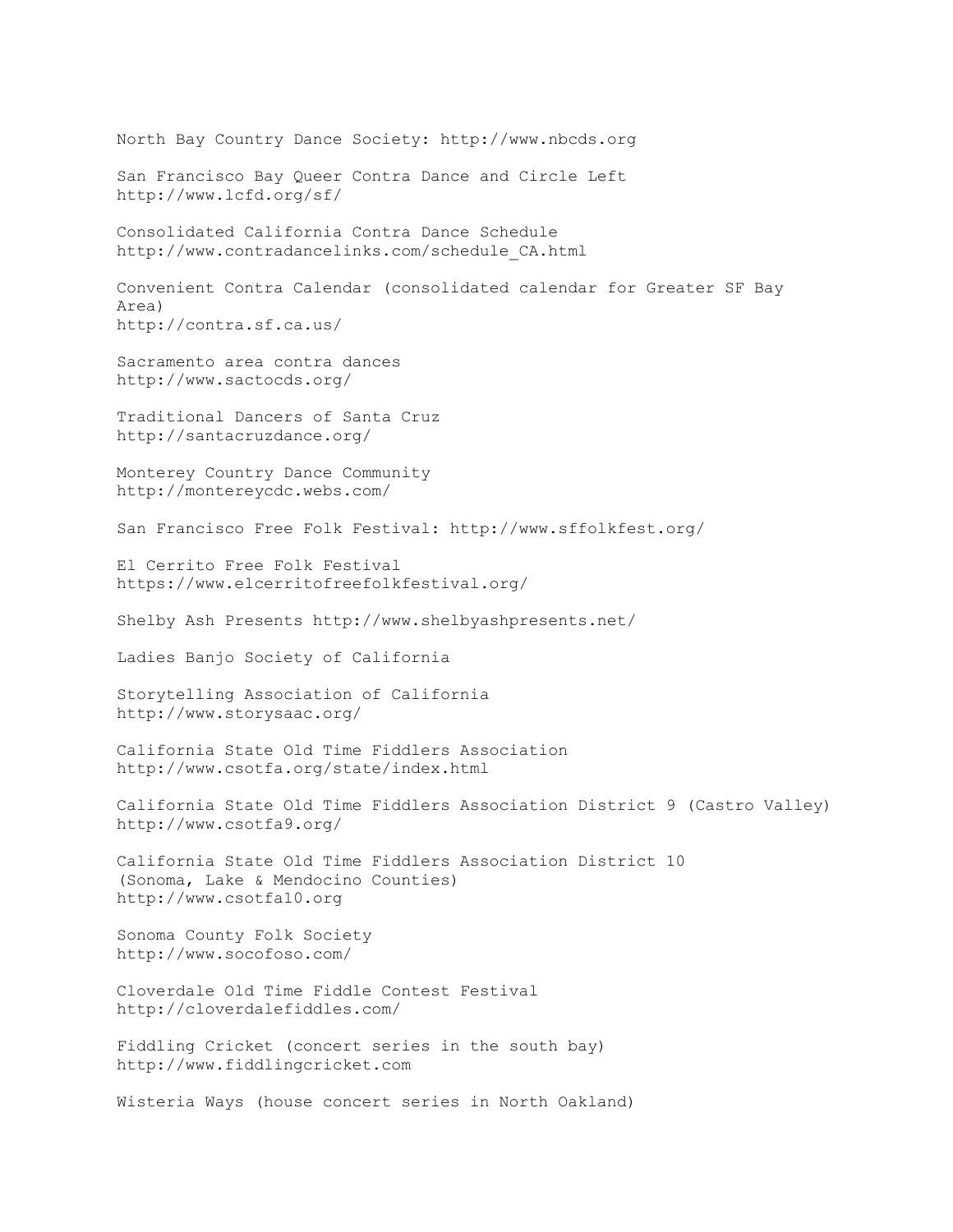North Bay Country Dance Society: http://www.nbcds.org

San Francisco Bay Queer Contra Dance and Circle Left
http://www.lcfd.org/sf/

Consolidated California Contra Dance Schedule
http://www.contradancelinks.com/schedule_CA.html

Convenient Contra Calendar (consolidated calendar for Greater SF Bay Area)
http://contra.sf.ca.us/

Sacramento area contra dances
http://www.sactocds.org/

Traditional Dancers of Santa Cruz
http://santacruzdance.org/

Monterey Country Dance Community
http://montereycdc.webs.com/

San Francisco Free Folk Festival: http://www.sffolkfest.org/

El Cerrito Free Folk Festival
https://www.elcerritofreefolkfestival.org/

Shelby Ash Presents http://www.shelbyashpresents.net/

Ladies Banjo Society of California

Storytelling Association of California
http://www.storysaac.org/

California State Old Time Fiddlers Association
http://www.csotfa.org/state/index.html

California State Old Time Fiddlers Association District 9 (Castro Valley)
http://www.csotfa9.org/

California State Old Time Fiddlers Association District 10 (Sonoma, Lake & Mendocino Counties)
http://www.csotfa10.org

Sonoma County Folk Society
http://www.socofoso.com/

Cloverdale Old Time Fiddle Contest Festival
http://cloverdalefiddles.com/

Fiddling Cricket (concert series in the south bay)
http://www.fiddlingcricket.com

Wisteria Ways (house concert series in North Oakland)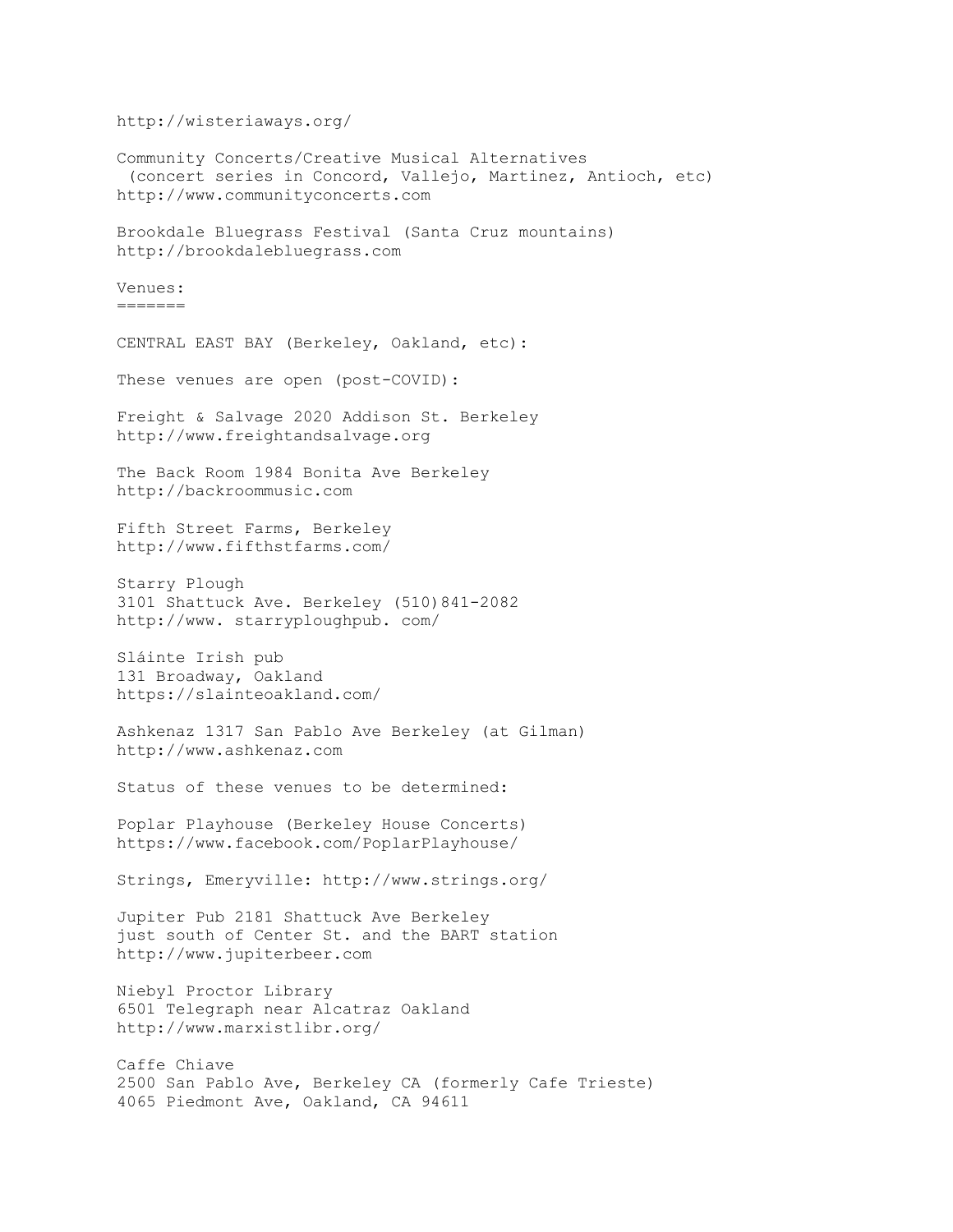http://wisteriaways.org/

Community Concerts/Creative Musical Alternatives
 (concert series in Concord, Vallejo, Martinez, Antioch, etc)
http://www.communityconcerts.com

Brookdale Bluegrass Festival (Santa Cruz mountains)
http://brookdalebluegrass.com

## Venues:

CENTRAL EAST BAY (Berkeley, Oakland, etc):

These venues are open (post-COVID):

Freight & Salvage 2020 Addison St. Berkeley
http://www.freightandsalvage.org

The Back Room 1984 Bonita Ave Berkeley
http://backroommusic.com

Fifth Street Farms, Berkeley
http://www.fifthstfarms.com/

Starry Plough
3101 Shattuck Ave. Berkeley (510)841-2082
http://www. starryploughpub. com/

Sláinte Irish pub
131 Broadway, Oakland
https://slainteoakland.com/

Ashkenaz 1317 San Pablo Ave Berkeley (at Gilman)
http://www.ashkenaz.com

Status of these venues to be determined:

Poplar Playhouse (Berkeley House Concerts)
https://www.facebook.com/PoplarPlayhouse/

Strings, Emeryville: http://www.strings.org/

Jupiter Pub 2181 Shattuck Ave Berkeley
just south of Center St. and the BART station
http://www.jupiterbeer.com

Niebyl Proctor Library
6501 Telegraph near Alcatraz Oakland
http://www.marxistlibr.org/

Caffe Chiave
2500 San Pablo Ave, Berkeley CA (formerly Cafe Trieste)
4065 Piedmont Ave, Oakland, CA 94611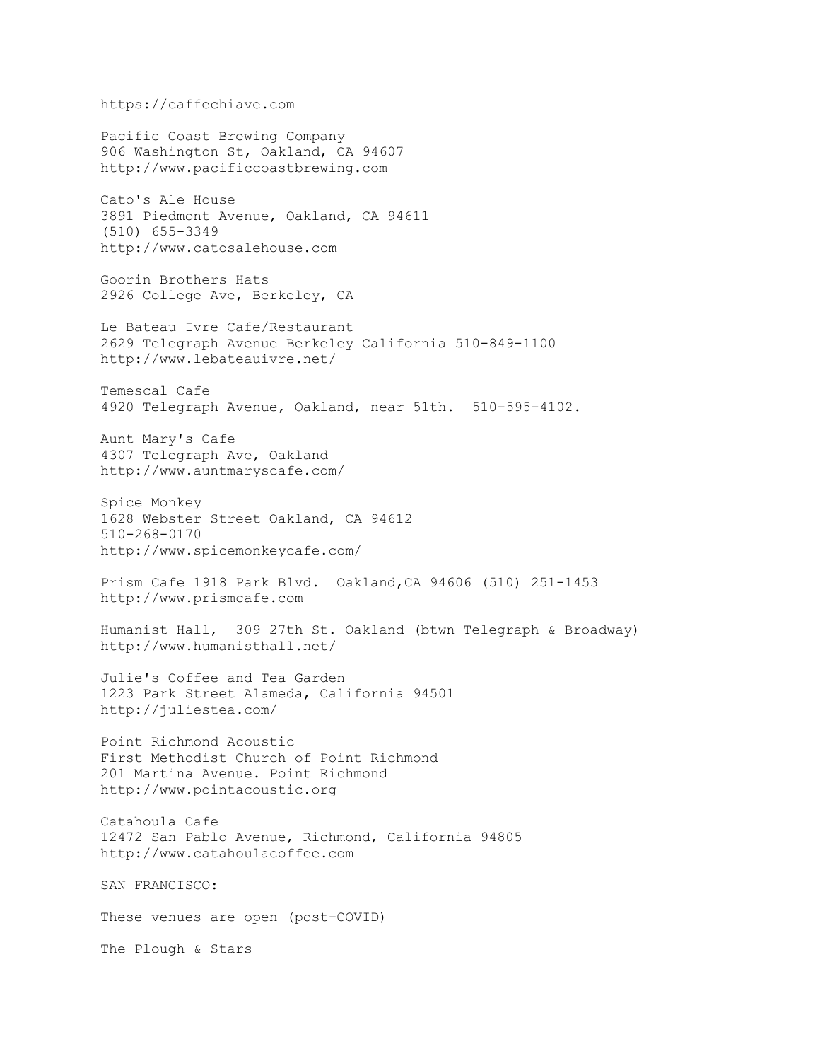https://caffechiave.com

Pacific Coast Brewing Company
906 Washington St, Oakland, CA 94607
http://www.pacificcoastbrewing.com

Cato's Ale House
3891 Piedmont Avenue, Oakland, CA 94611
(510) 655-3349
http://www.catosalehouse.com

Goorin Brothers Hats
2926 College Ave, Berkeley, CA

Le Bateau Ivre Cafe/Restaurant
2629 Telegraph Avenue Berkeley California 510-849-1100
http://www.lebateauivre.net/

Temescal Cafe
4920 Telegraph Avenue, Oakland, near 51th.  510-595-4102.

Aunt Mary's Cafe
4307 Telegraph Ave, Oakland
http://www.auntmaryscafe.com/

Spice Monkey
1628 Webster Street Oakland, CA 94612
510-268-0170
http://www.spicemonkeycafe.com/

Prism Cafe 1918 Park Blvd.  Oakland,CA 94606 (510) 251-1453
http://www.prismcafe.com

Humanist Hall,  309 27th St. Oakland (btwn Telegraph & Broadway)
http://www.humanisthall.net/

Julie's Coffee and Tea Garden
1223 Park Street Alameda, California 94501
http://juliestea.com/

Point Richmond Acoustic
First Methodist Church of Point Richmond
201 Martina Avenue. Point Richmond
http://www.pointacoustic.org

Catahoula Cafe
12472 San Pablo Avenue, Richmond, California 94805
http://www.catahoulacoffee.com

SAN FRANCISCO:

These venues are open (post-COVID)

The Plough & Stars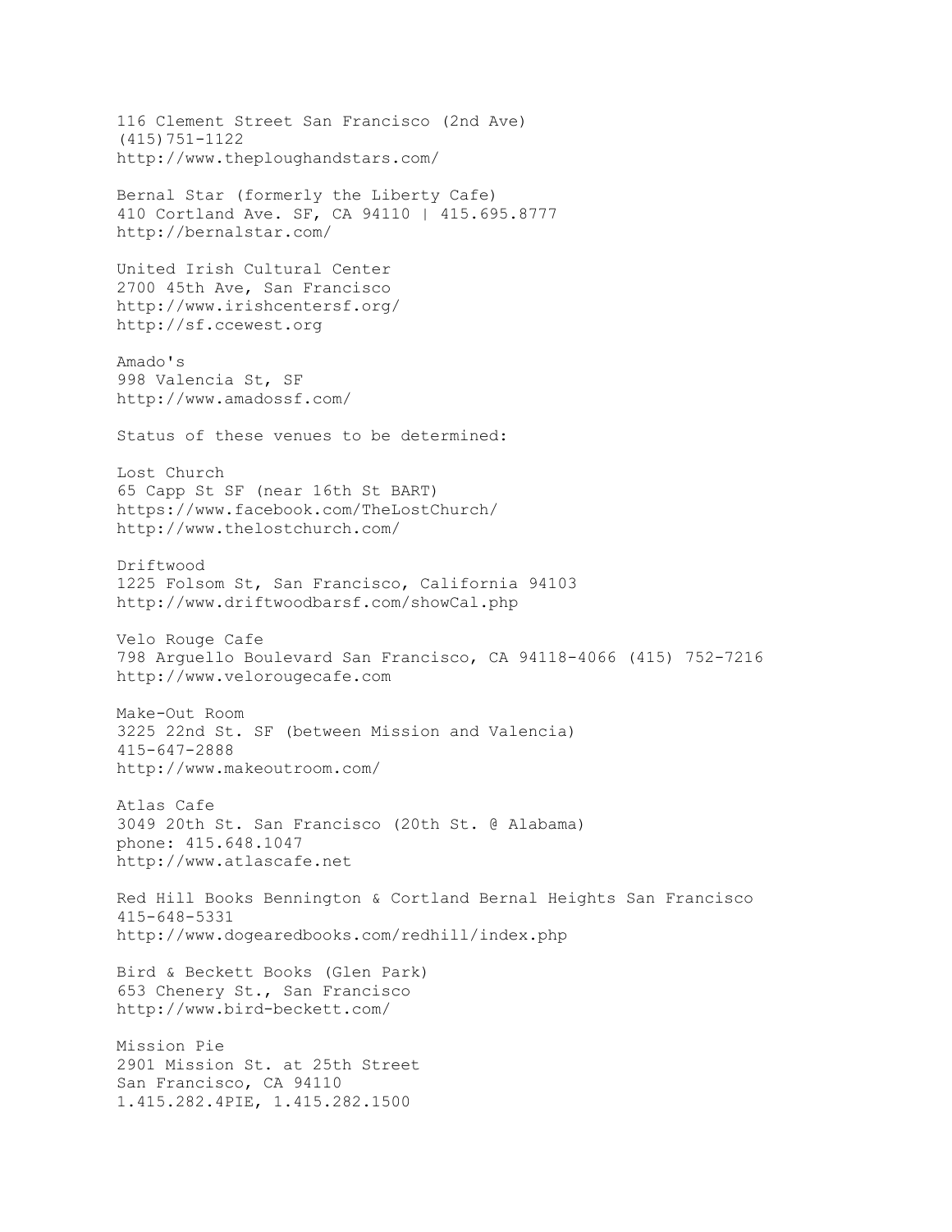116 Clement Street San Francisco (2nd Ave)
(415)751-1122
http://www.theploughandstars.com/

Bernal Star (formerly the Liberty Cafe)
410 Cortland Ave. SF, CA 94110 | 415.695.8777
http://bernalstar.com/

United Irish Cultural Center
2700 45th Ave, San Francisco
http://www.irishcentersf.org/
http://sf.ccewest.org

Amado's
998 Valencia St, SF
http://www.amadossf.com/

Status of these venues to be determined:

Lost Church
65 Capp St SF (near 16th St BART)
https://www.facebook.com/TheLostChurch/
http://www.thelostchurch.com/

Driftwood
1225 Folsom St, San Francisco, California 94103
http://www.driftwoodbarsf.com/showCal.php

Velo Rouge Cafe
798 Arguello Boulevard San Francisco, CA 94118-4066 (415) 752-7216
http://www.velorougecafe.com

Make-Out Room
3225 22nd St. SF (between Mission and Valencia)
415-647-2888
http://www.makeoutroom.com/

Atlas Cafe
3049 20th St. San Francisco (20th St. @ Alabama)
phone: 415.648.1047
http://www.atlascafe.net

Red Hill Books Bennington & Cortland Bernal Heights San Francisco
415-648-5331
http://www.dogearedbooks.com/redhill/index.php

Bird & Beckett Books (Glen Park)
653 Chenery St., San Francisco
http://www.bird-beckett.com/

Mission Pie
2901 Mission St. at 25th Street
San Francisco, CA 94110
1.415.282.4PIE, 1.415.282.1500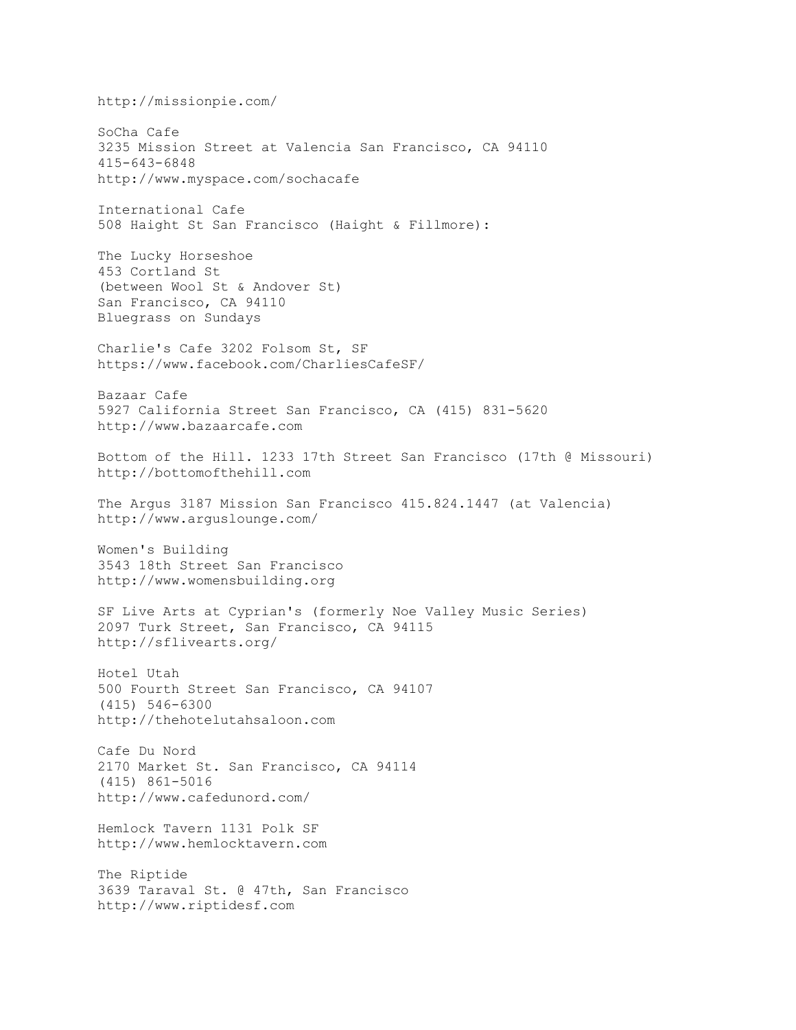http://missionpie.com/

SoCha Cafe
3235 Mission Street at Valencia San Francisco, CA 94110
415-643-6848
http://www.myspace.com/sochacafe

International Cafe
508 Haight St San Francisco (Haight & Fillmore):

The Lucky Horseshoe
453 Cortland St
(between Wool St & Andover St)
San Francisco, CA 94110
Bluegrass on Sundays

Charlie's Cafe 3202 Folsom St, SF
https://www.facebook.com/CharliesCafeSF/

Bazaar Cafe
5927 California Street San Francisco, CA (415) 831-5620
http://www.bazaarcafe.com

Bottom of the Hill. 1233 17th Street San Francisco (17th @ Missouri)
http://bottomofthehill.com

The Argus 3187 Mission San Francisco 415.824.1447 (at Valencia)
http://www.arguslounge.com/

Women's Building
3543 18th Street San Francisco
http://www.womensbuilding.org

SF Live Arts at Cyprian's (formerly Noe Valley Music Series)
2097 Turk Street, San Francisco, CA 94115
http://sflivearts.org/

Hotel Utah
500 Fourth Street San Francisco, CA 94107
(415) 546-6300
http://thehotelutahsaloon.com

Cafe Du Nord
2170 Market St. San Francisco, CA 94114
(415) 861-5016
http://www.cafedunord.com/

Hemlock Tavern 1131 Polk SF
http://www.hemlocktavern.com

The Riptide
3639 Taraval St. @ 47th, San Francisco
http://www.riptidesf.com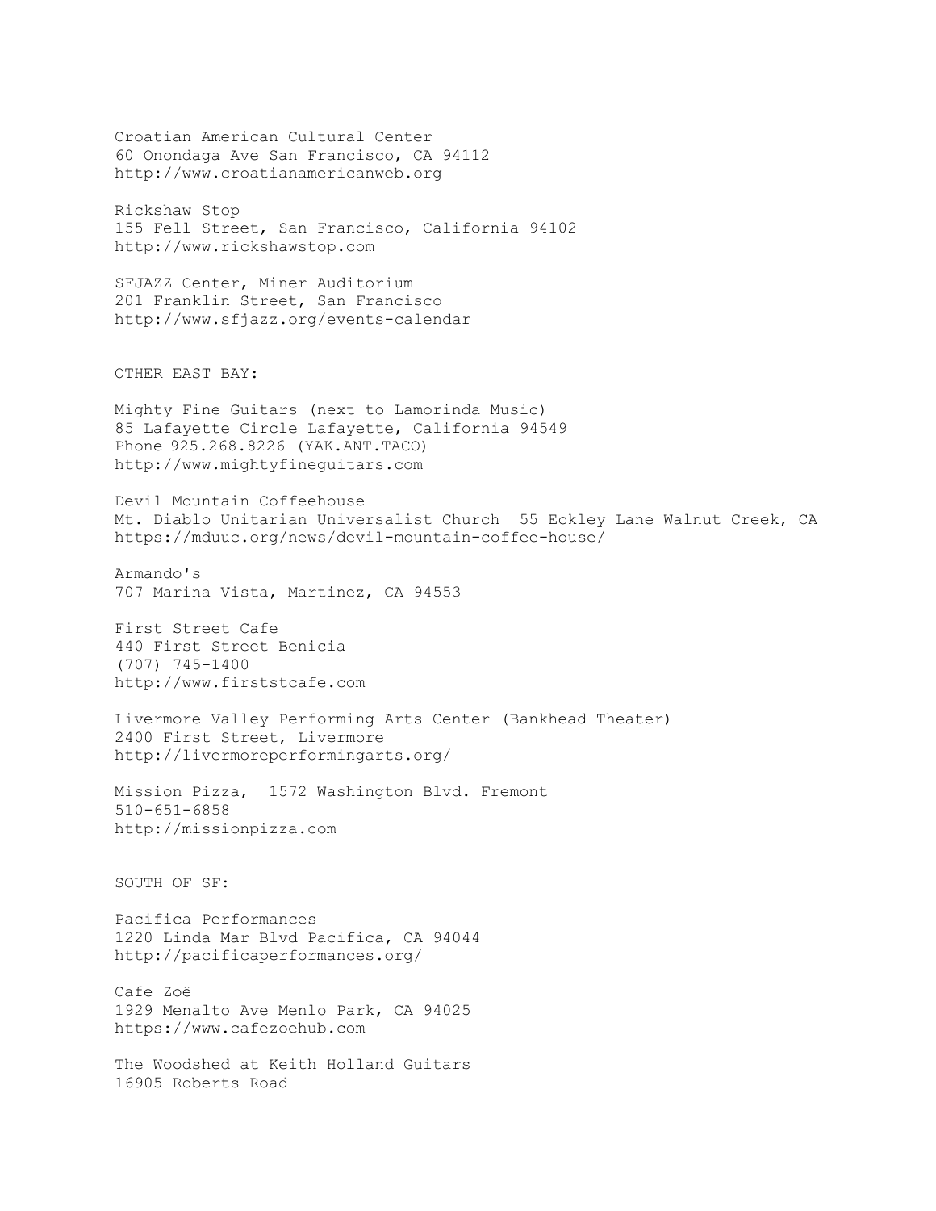Croatian American Cultural Center
60 Onondaga Ave San Francisco, CA 94112
http://www.croatianamericanweb.org

Rickshaw Stop
155 Fell Street, San Francisco, California 94102
http://www.rickshawstop.com

SFJAZZ Center, Miner Auditorium
201 Franklin Street, San Francisco
http://www.sfjazz.org/events-calendar

OTHER EAST BAY:

Mighty Fine Guitars (next to Lamorinda Music)
85 Lafayette Circle Lafayette, California 94549
Phone 925.268.8226 (YAK.ANT.TACO)
http://www.mightyfineguitars.com

Devil Mountain Coffeehouse
Mt. Diablo Unitarian Universalist Church 55 Eckley Lane Walnut Creek, CA
https://mduuc.org/news/devil-mountain-coffee-house/

Armando's
707 Marina Vista, Martinez, CA 94553

First Street Cafe
440 First Street Benicia
(707) 745-1400
http://www.firststcafe.com

Livermore Valley Performing Arts Center (Bankhead Theater)
2400 First Street, Livermore
http://livermoreperformingarts.org/

Mission Pizza, 1572 Washington Blvd. Fremont
510-651-6858
http://missionpizza.com

SOUTH OF SF:

Pacifica Performances
1220 Linda Mar Blvd Pacifica, CA 94044
http://pacificaperformances.org/

Cafe Zoë
1929 Menalto Ave Menlo Park, CA 94025
https://www.cafezoehub.com

The Woodshed at Keith Holland Guitars
16905 Roberts Road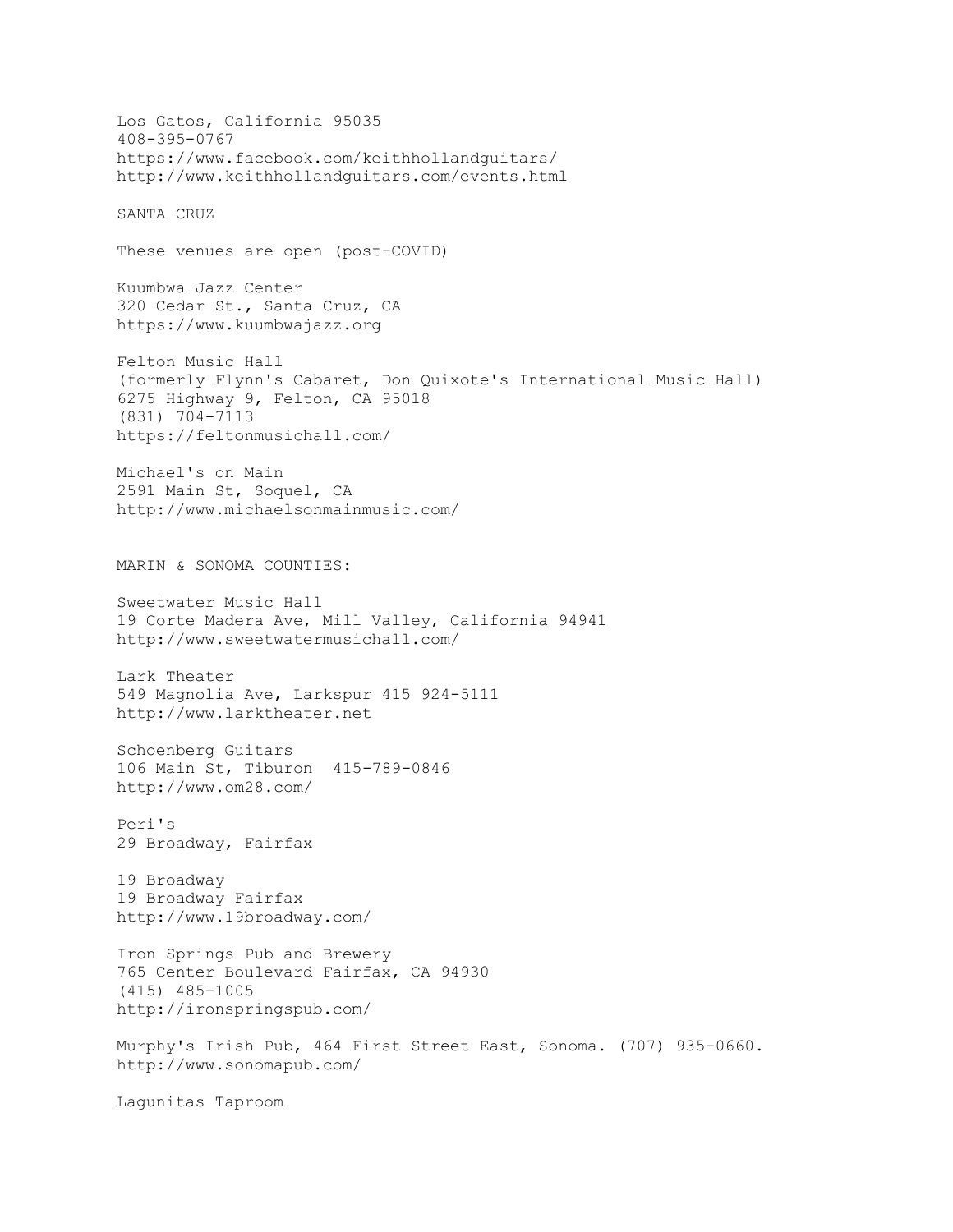Los Gatos, California 95035
408-395-0767
https://www.facebook.com/keithhollandguitars/
http://www.keithhollandguitars.com/events.html

SANTA CRUZ

These venues are open (post-COVID)

Kuumbwa Jazz Center
320 Cedar St., Santa Cruz, CA
https://www.kuumbwajazz.org

Felton Music Hall
(formerly Flynn's Cabaret, Don Quixote's International Music Hall)
6275 Highway 9, Felton, CA 95018
(831) 704-7113
https://feltonmusichall.com/

Michael's on Main
2591 Main St, Soquel, CA
http://www.michaelsonmainmusic.com/

MARIN & SONOMA COUNTIES:

Sweetwater Music Hall
19 Corte Madera Ave, Mill Valley, California 94941
http://www.sweetwatermusichall.com/

Lark Theater
549 Magnolia Ave, Larkspur 415 924-5111
http://www.larktheater.net

Schoenberg Guitars
106 Main St, Tiburon 415-789-0846
http://www.om28.com/

Peri's
29 Broadway, Fairfax

19 Broadway
19 Broadway Fairfax
http://www.19broadway.com/

Iron Springs Pub and Brewery
765 Center Boulevard Fairfax, CA 94930
(415) 485-1005
http://ironspringspub.com/

Murphy's Irish Pub, 464 First Street East, Sonoma. (707) 935-0660.
http://www.sonomapub.com/

Lagunitas Taproom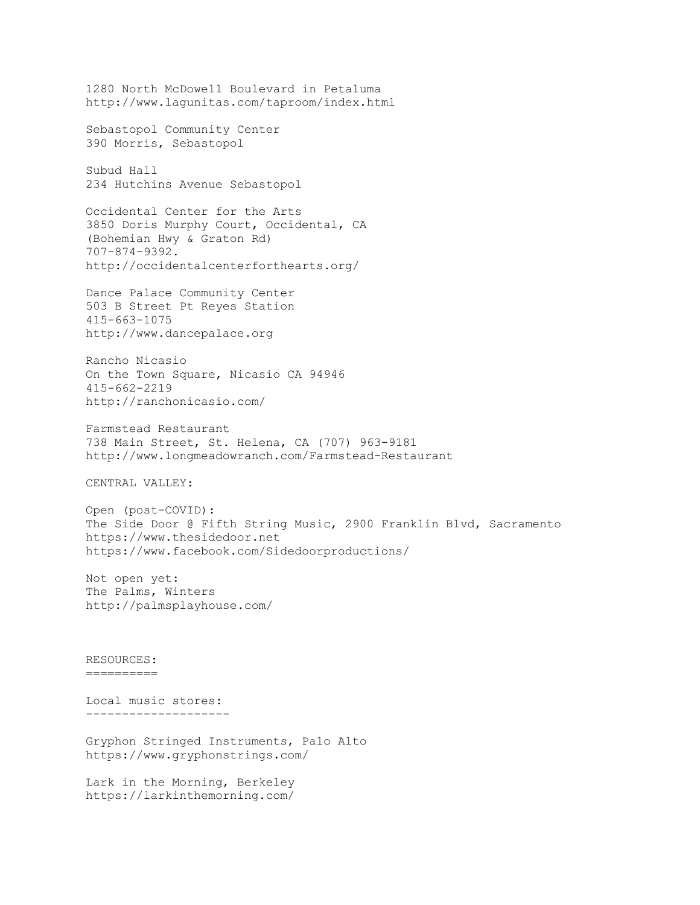1280 North McDowell Boulevard in Petaluma
http://www.lagunitas.com/taproom/index.html

Sebastopol Community Center
390 Morris, Sebastopol

Subud Hall
234 Hutchins Avenue Sebastopol

Occidental Center for the Arts
3850 Doris Murphy Court, Occidental, CA
(Bohemian Hwy & Graton Rd)
707-874-9392.
http://occidentalcenterforthearts.org/

Dance Palace Community Center
503 B Street Pt Reyes Station
415-663-1075
http://www.dancepalace.org

Rancho Nicasio
On the Town Square, Nicasio CA 94946
415-662-2219
http://ranchonicasio.com/

Farmstead Restaurant
738 Main Street, St. Helena, CA (707) 963-9181
http://www.longmeadowranch.com/Farmstead-Restaurant

CENTRAL VALLEY:

Open (post-COVID):
The Side Door @ Fifth String Music, 2900 Franklin Blvd, Sacramento
https://www.thesidedoor.net
https://www.facebook.com/Sidedoorproductions/

Not open yet:
The Palms, Winters
http://palmsplayhouse.com/

# RESOURCES:

## Local music stores:

Gryphon Stringed Instruments, Palo Alto
https://www.gryphonstrings.com/

Lark in the Morning, Berkeley
https://larkinthemorning.com/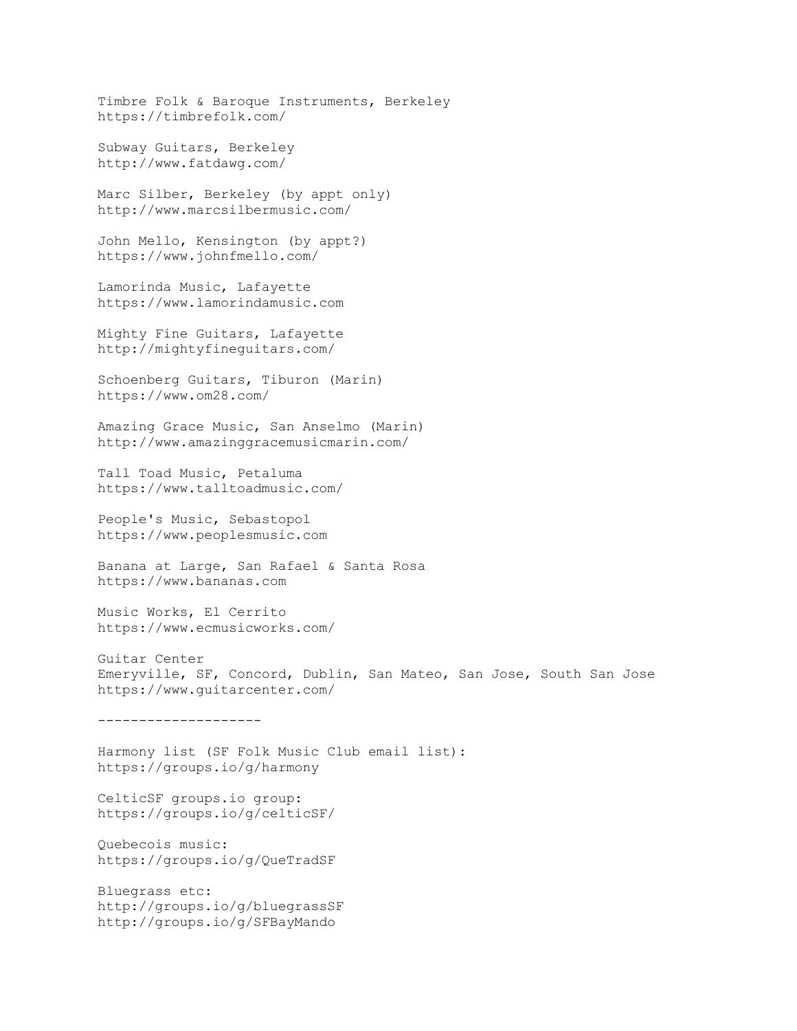Timbre Folk & Baroque Instruments, Berkeley
https://timbrefolk.com/

Subway Guitars, Berkeley
http://www.fatdawg.com/

Marc Silber, Berkeley (by appt only)
http://www.marcsilbermusic.com/

John Mello, Kensington (by appt?)
https://www.johnfmello.com/

Lamorinda Music, Lafayette
https://www.lamorindamusic.com

Mighty Fine Guitars, Lafayette
http://mightyfineguitars.com/

Schoenberg Guitars, Tiburon (Marin)
https://www.om28.com/

Amazing Grace Music, San Anselmo (Marin)
http://www.amazinggracemusicmarin.com/

Tall Toad Music, Petaluma
https://www.talltoadmusic.com/

People's Music, Sebastopol
https://www.peoplesmusic.com

Banana at Large, San Rafael & Santa Rosa
https://www.bananas.com

Music Works, El Cerrito
https://www.ecmusicworks.com/

Guitar Center
Emeryville, SF, Concord, Dublin, San Mateo, San Jose, South San Jose
https://www.guitarcenter.com/

--------------------

Harmony list (SF Folk Music Club email list):
https://groups.io/g/harmony

CelticSF groups.io group:
https://groups.io/g/celticSF/

Quebecois music:
https://groups.io/g/QueTradSF

Bluegrass etc:
http://groups.io/g/bluegrassSF
http://groups.io/g/SFBayMando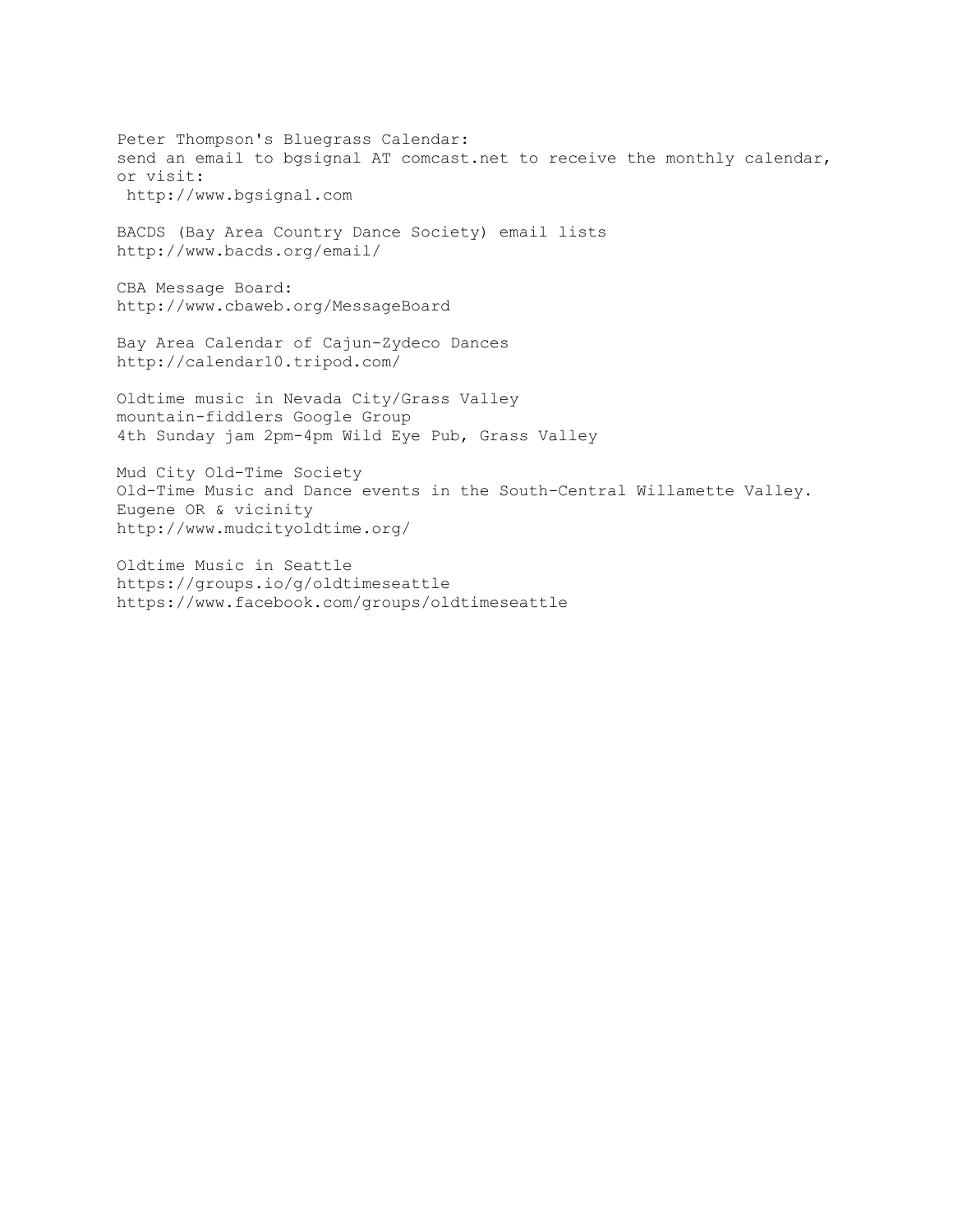Peter Thompson's Bluegrass Calendar:
send an email to bgsignal AT comcast.net to receive the monthly calendar, or visit:
http://www.bgsignal.com

BACDS (Bay Area Country Dance Society) email lists
http://www.bacds.org/email/

CBA Message Board:
http://www.cbaweb.org/MessageBoard

Bay Area Calendar of Cajun-Zydeco Dances
http://calendar10.tripod.com/

Oldtime music in Nevada City/Grass Valley
mountain-fiddlers Google Group
4th Sunday jam 2pm-4pm Wild Eye Pub, Grass Valley

Mud City Old-Time Society
Old-Time Music and Dance events in the South-Central Willamette Valley.
Eugene OR & vicinity
http://www.mudcityoldtime.org/

Oldtime Music in Seattle
https://groups.io/g/oldtimeseattle
https://www.facebook.com/groups/oldtimeseattle